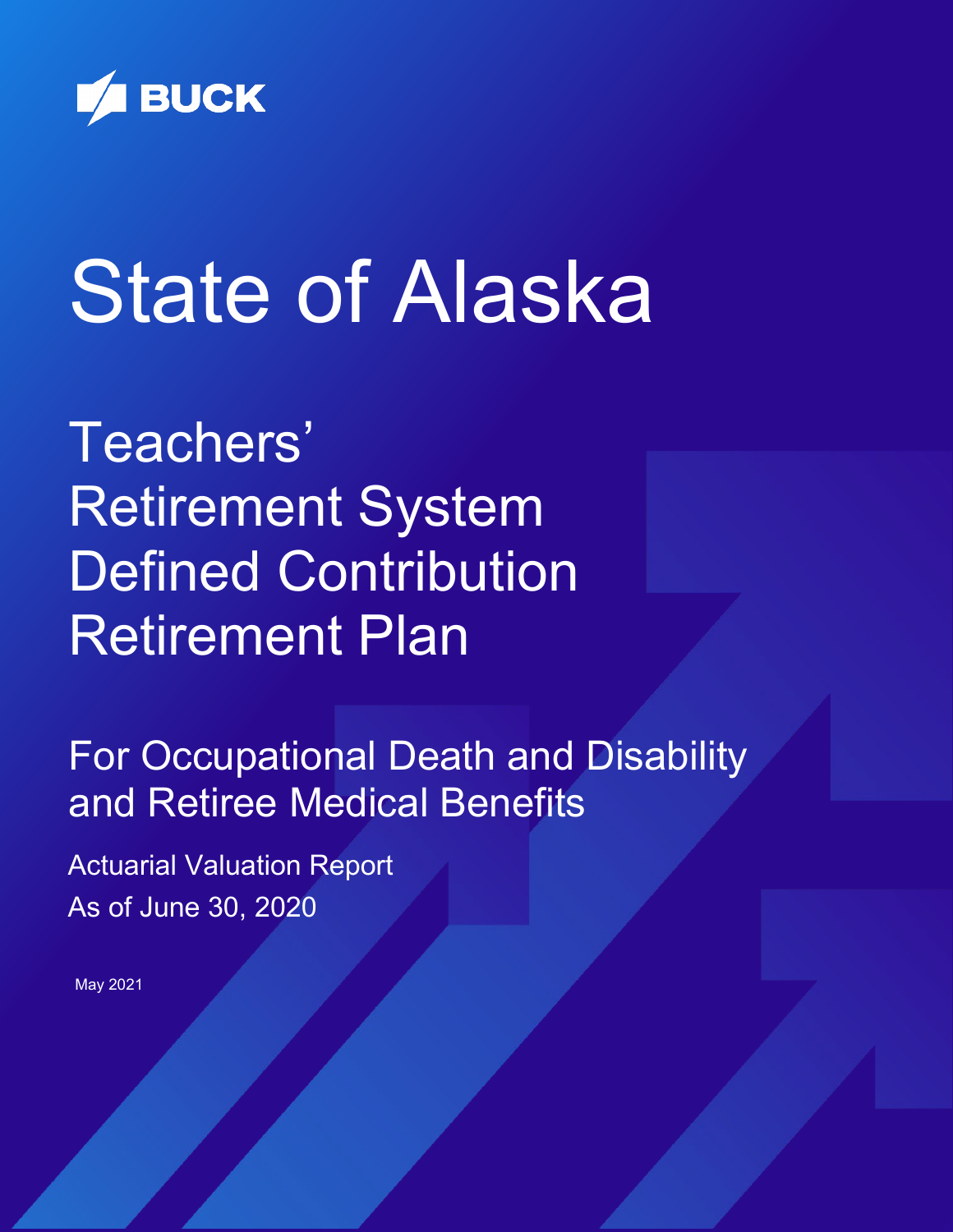BUCK

# State of Alaska

## Teachers' Retirement System Defined Contribution Retirement Plan

### For Occupational Death and Disability and Retiree Medical Benefits

Actuarial Valuation Report
As of June 30, 2020

May 2021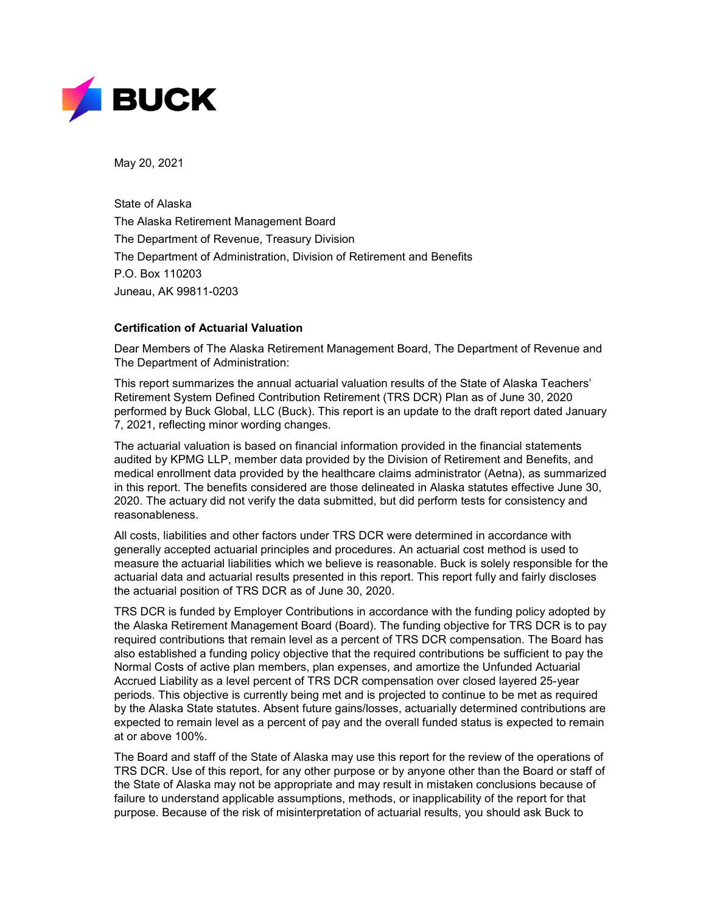May 20, 2021

State of Alaska  
The Alaska Retirement Management Board  
The Department of Revenue, Treasury Division  
The Department of Administration, Division of Retirement and Benefits  
P.O. Box 110203  
Juneau, AK 99811-0203

**Certification of Actuarial Valuation**

Dear Members of The Alaska Retirement Management Board, The Department of Revenue and The Department of Administration:

This report summarizes the annual actuarial valuation results of the State of Alaska Teachers' Retirement System Defined Contribution Retirement (TRS DCR) Plan as of June 30, 2020 performed by Buck Global, LLC (Buck). This report is an update to the draft report dated January 7, 2021, reflecting minor wording changes.

The actuarial valuation is based on financial information provided in the financial statements audited by KPMG LLP, member data provided by the Division of Retirement and Benefits, and medical enrollment data provided by the healthcare claims administrator (Aetna), as summarized in this report. The benefits considered are those delineated in Alaska statutes effective June 30, 2020. The actuary did not verify the data submitted, but did perform tests for consistency and reasonableness.

All costs, liabilities and other factors under TRS DCR were determined in accordance with generally accepted actuarial principles and procedures. An actuarial cost method is used to measure the actuarial liabilities which we believe is reasonable. Buck is solely responsible for the actuarial data and actuarial results presented in this report. This report fully and fairly discloses the actuarial position of TRS DCR as of June 30, 2020.

TRS DCR is funded by Employer Contributions in accordance with the funding policy adopted by the Alaska Retirement Management Board (Board). The funding objective for TRS DCR is to pay required contributions that remain level as a percent of TRS DCR compensation. The Board has also established a funding policy objective that the required contributions be sufficient to pay the Normal Costs of active plan members, plan expenses, and amortize the Unfunded Actuarial Accrued Liability as a level percent of TRS DCR compensation over closed layered 25-year periods. This objective is currently being met and is projected to continue to be met as required by the Alaska State statutes. Absent future gains/losses, actuarially determined contributions are expected to remain level as a percent of pay and the overall funded status is expected to remain at or above 100%.

The Board and staff of the State of Alaska may use this report for the review of the operations of TRS DCR. Use of this report, for any other purpose or by anyone other than the Board or staff of the State of Alaska may not be appropriate and may result in mistaken conclusions because of failure to understand applicable assumptions, methods, or inapplicability of the report for that purpose. Because of the risk of misinterpretation of actuarial results, you should ask Buck to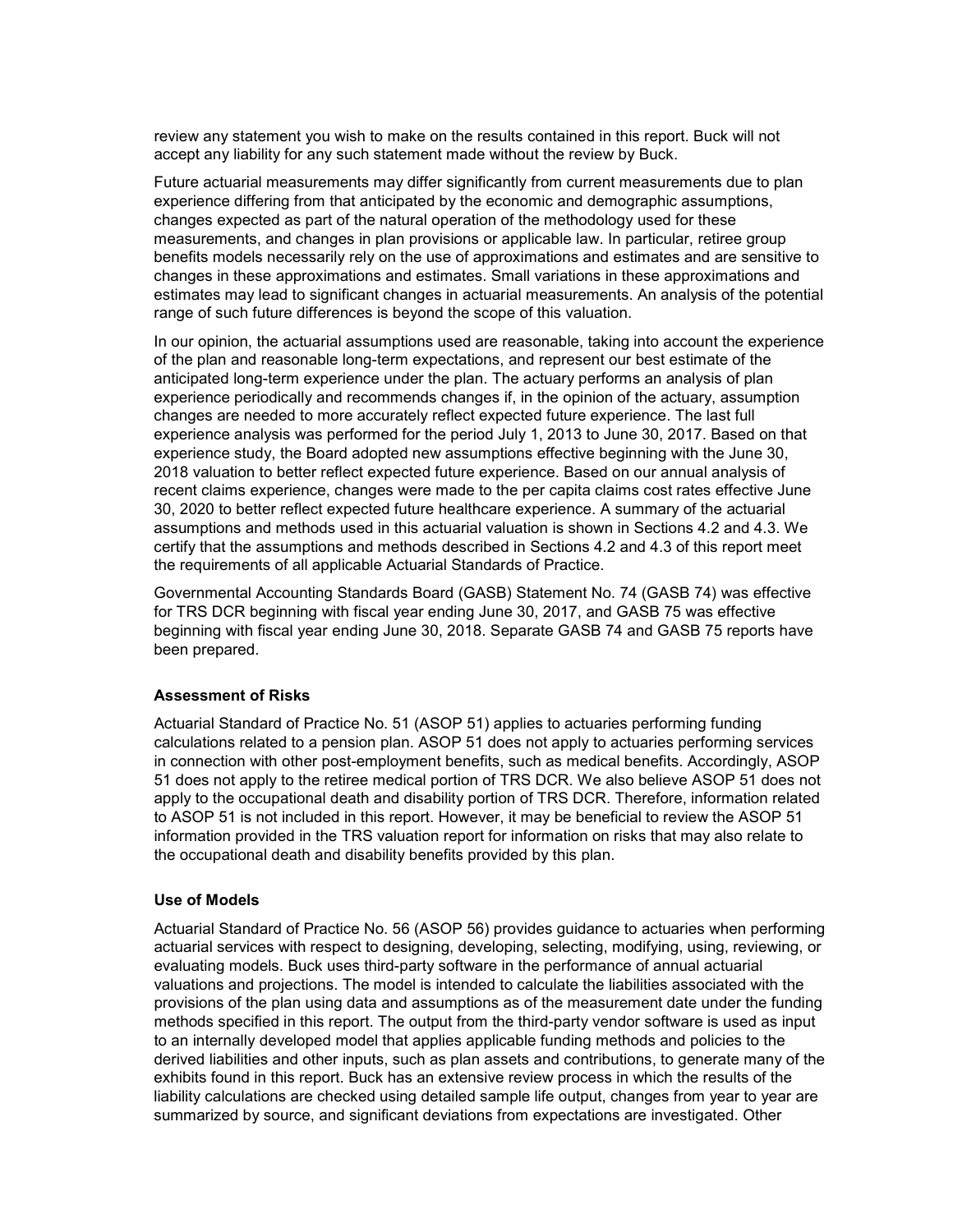review any statement you wish to make on the results contained in this report. Buck will not accept any liability for any such statement made without the review by Buck.

Future actuarial measurements may differ significantly from current measurements due to plan experience differing from that anticipated by the economic and demographic assumptions, changes expected as part of the natural operation of the methodology used for these measurements, and changes in plan provisions or applicable law. In particular, retiree group benefits models necessarily rely on the use of approximations and estimates and are sensitive to changes in these approximations and estimates. Small variations in these approximations and estimates may lead to significant changes in actuarial measurements. An analysis of the potential range of such future differences is beyond the scope of this valuation.

In our opinion, the actuarial assumptions used are reasonable, taking into account the experience of the plan and reasonable long-term expectations, and represent our best estimate of the anticipated long-term experience under the plan. The actuary performs an analysis of plan experience periodically and recommends changes if, in the opinion of the actuary, assumption changes are needed to more accurately reflect expected future experience. The last full experience analysis was performed for the period July 1, 2013 to June 30, 2017. Based on that experience study, the Board adopted new assumptions effective beginning with the June 30, 2018 valuation to better reflect expected future experience. Based on our annual analysis of recent claims experience, changes were made to the per capita claims cost rates effective June 30, 2020 to better reflect expected future healthcare experience. A summary of the actuarial assumptions and methods used in this actuarial valuation is shown in Sections 4.2 and 4.3. We certify that the assumptions and methods described in Sections 4.2 and 4.3 of this report meet the requirements of all applicable Actuarial Standards of Practice.

Governmental Accounting Standards Board (GASB) Statement No. 74 (GASB 74) was effective for TRS DCR beginning with fiscal year ending June 30, 2017, and GASB 75 was effective beginning with fiscal year ending June 30, 2018. Separate GASB 74 and GASB 75 reports have been prepared.

**Assessment of Risks**

Actuarial Standard of Practice No. 51 (ASOP 51) applies to actuaries performing funding calculations related to a pension plan. ASOP 51 does not apply to actuaries performing services in connection with other post-employment benefits, such as medical benefits. Accordingly, ASOP 51 does not apply to the retiree medical portion of TRS DCR. We also believe ASOP 51 does not apply to the occupational death and disability portion of TRS DCR. Therefore, information related to ASOP 51 is not included in this report. However, it may be beneficial to review the ASOP 51 information provided in the TRS valuation report for information on risks that may also relate to the occupational death and disability benefits provided by this plan.

**Use of Models**

Actuarial Standard of Practice No. 56 (ASOP 56) provides guidance to actuaries when performing actuarial services with respect to designing, developing, selecting, modifying, using, reviewing, or evaluating models. Buck uses third-party software in the performance of annual actuarial valuations and projections. The model is intended to calculate the liabilities associated with the provisions of the plan using data and assumptions as of the measurement date under the funding methods specified in this report. The output from the third-party vendor software is used as input to an internally developed model that applies applicable funding methods and policies to the derived liabilities and other inputs, such as plan assets and contributions, to generate many of the exhibits found in this report. Buck has an extensive review process in which the results of the liability calculations are checked using detailed sample life output, changes from year to year are summarized by source, and significant deviations from expectations are investigated. Other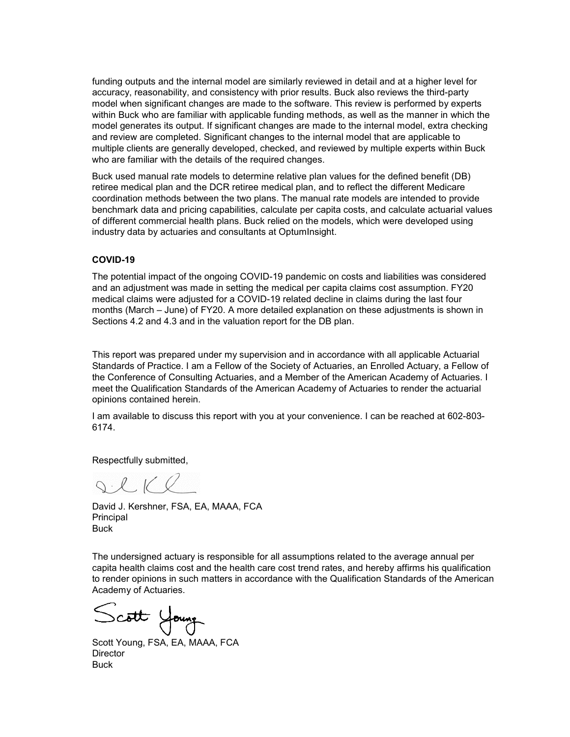funding outputs and the internal model are similarly reviewed in detail and at a higher level for accuracy, reasonability, and consistency with prior results. Buck also reviews the third-party model when significant changes are made to the software. This review is performed by experts within Buck who are familiar with applicable funding methods, as well as the manner in which the model generates its output. If significant changes are made to the internal model, extra checking and review are completed. Significant changes to the internal model that are applicable to multiple clients are generally developed, checked, and reviewed by multiple experts within Buck who are familiar with the details of the required changes.

Buck used manual rate models to determine relative plan values for the defined benefit (DB) retiree medical plan and the DCR retiree medical plan, and to reflect the different Medicare coordination methods between the two plans. The manual rate models are intended to provide benchmark data and pricing capabilities, calculate per capita costs, and calculate actuarial values of different commercial health plans. Buck relied on the models, which were developed using industry data by actuaries and consultants at OptumInsight.

**COVID-19**

The potential impact of the ongoing COVID-19 pandemic on costs and liabilities was considered and an adjustment was made in setting the medical per capita claims cost assumption. FY20 medical claims were adjusted for a COVID-19 related decline in claims during the last four months (March – June) of FY20. A more detailed explanation on these adjustments is shown in Sections 4.2 and 4.3 and in the valuation report for the DB plan.

This report was prepared under my supervision and in accordance with all applicable Actuarial Standards of Practice. I am a Fellow of the Society of Actuaries, an Enrolled Actuary, a Fellow of the Conference of Consulting Actuaries, and a Member of the American Academy of Actuaries. I meet the Qualification Standards of the American Academy of Actuaries to render the actuarial opinions contained herein.

I am available to discuss this report with you at your convenience. I can be reached at 602-803-6174.

Respectfully submitted,

David J. Kershner, FSA, EA, MAAA, FCA
Principal
Buck

The undersigned actuary is responsible for all assumptions related to the average annual per capita health claims cost and the health care cost trend rates, and hereby affirms his qualification to render opinions in such matters in accordance with the Qualification Standards of the American Academy of Actuaries.

Scott Young, FSA, EA, MAAA, FCA
Director
Buck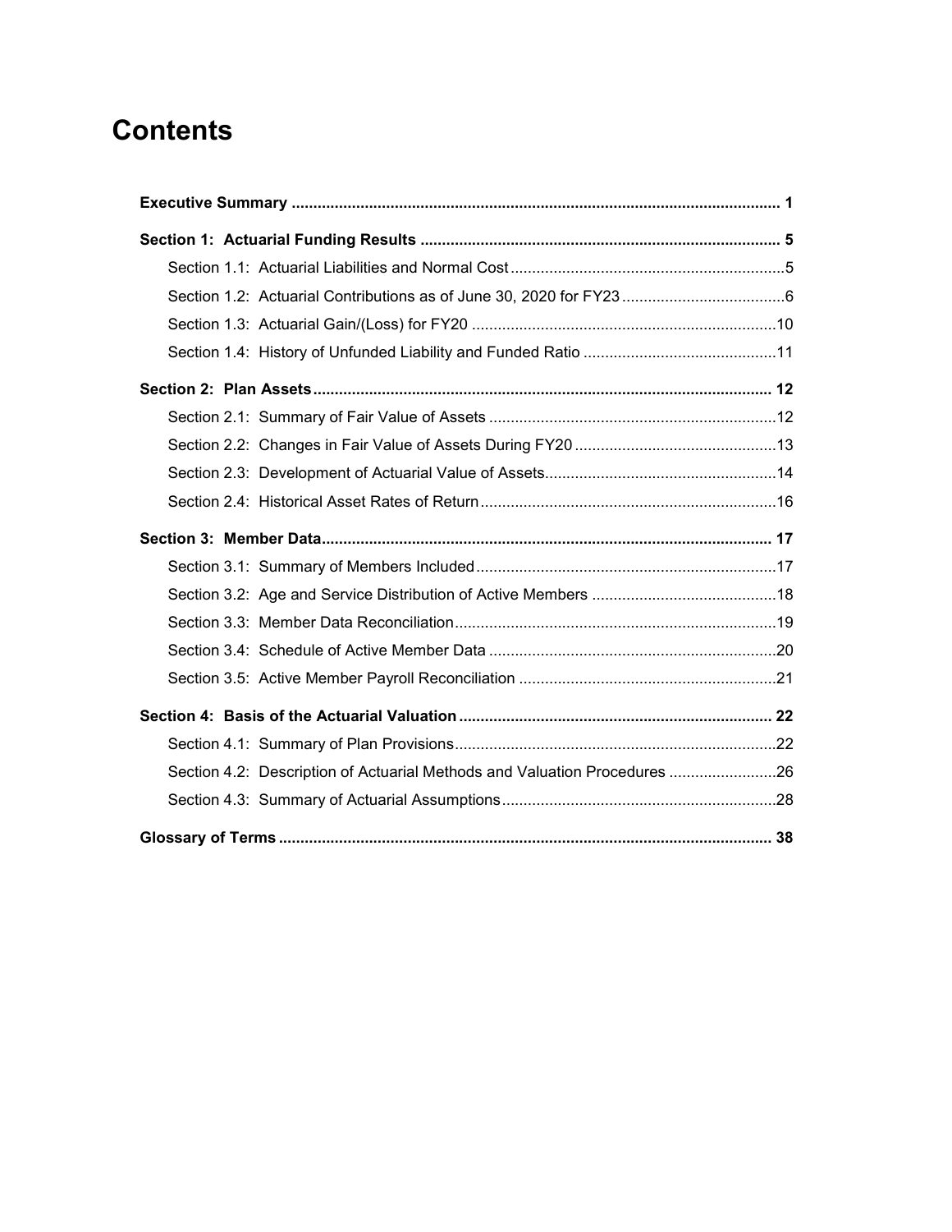# Contents

**Executive Summary ................................................................................................................ 1**

**Section 1: Actuarial Funding Results .................................................................................. 5**

- Section 1.1: Actuarial Liabilities and Normal Cost ...............................................................5
- Section 1.2: Actuarial Contributions as of June 30, 2020 for FY23 .....................................6
- Section 1.3: Actuarial Gain/(Loss) for FY20 ......................................................................10
- Section 1.4: History of Unfunded Liability and Funded Ratio ............................................11

**Section 2: Plan Assets ......................................................................................................... 12**

- Section 2.1: Summary of Fair Value of Assets ..................................................................12
- Section 2.2: Changes in Fair Value of Assets During FY20 ...............................................13
- Section 2.3: Development of Actuarial Value of Assets.....................................................14
- Section 2.4: Historical Asset Rates of Return ....................................................................16

**Section 3: Member Data....................................................................................................... 17**

- Section 3.1: Summary of Members Included.....................................................................17
- Section 3.2: Age and Service Distribution of Active Members ...........................................18
- Section 3.3: Member Data Reconciliation..........................................................................19
- Section 3.4: Schedule of Active Member Data ..................................................................20
- Section 3.5: Active Member Payroll Reconciliation ...........................................................21

**Section 4: Basis of the Actuarial Valuation ........................................................................ 22**

- Section 4.1: Summary of Plan Provisions..........................................................................22
- Section 4.2: Description of Actuarial Methods and Valuation Procedures .........................26
- Section 4.3: Summary of Actuarial Assumptions...............................................................28

**Glossary of Terms ................................................................................................................ 38**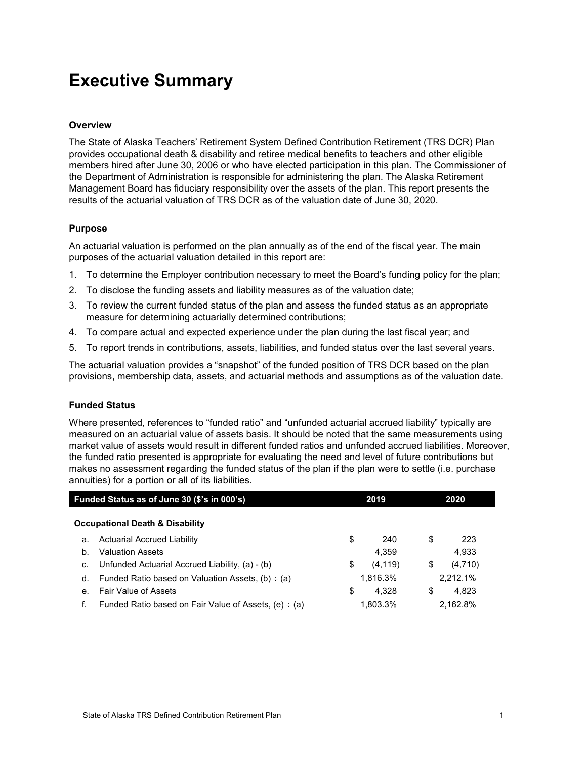# Executive Summary

### Overview

The State of Alaska Teachers' Retirement System Defined Contribution Retirement (TRS DCR) Plan provides occupational death & disability and retiree medical benefits to teachers and other eligible members hired after June 30, 2006 or who have elected participation in this plan. The Commissioner of the Department of Administration is responsible for administering the plan. The Alaska Retirement Management Board has fiduciary responsibility over the assets of the plan. This report presents the results of the actuarial valuation of TRS DCR as of the valuation date of June 30, 2020.

### Purpose

An actuarial valuation is performed on the plan annually as of the end of the fiscal year. The main purposes of the actuarial valuation detailed in this report are:

1. To determine the Employer contribution necessary to meet the Board's funding policy for the plan;
2. To disclose the funding assets and liability measures as of the valuation date;
3. To review the current funded status of the plan and assess the funded status as an appropriate measure for determining actuarially determined contributions;
4. To compare actual and expected experience under the plan during the last fiscal year; and
5. To report trends in contributions, assets, liabilities, and funded status over the last several years.

The actuarial valuation provides a "snapshot" of the funded position of TRS DCR based on the plan provisions, membership data, assets, and actuarial methods and assumptions as of the valuation date.

### Funded Status

Where presented, references to "funded ratio" and "unfunded actuarial accrued liability" typically are measured on an actuarial value of assets basis. It should be noted that the same measurements using market value of assets would result in different funded ratios and unfunded accrued liabilities. Moreover, the funded ratio presented is appropriate for evaluating the need and level of future contributions but makes no assessment regarding the funded status of the plan if the plan were to settle (i.e. purchase annuities) for a portion or all of its liabilities.

| Funded Status as of June 30 ($'s in 000's) | 2019 | 2020 |
|---|---|---|
| **Occupational Death & Disability** | | |
| a. Actuarial Accrued Liability | $ 240 | $ 223 |
| b. Valuation Assets | 4,359 | 4,933 |
| c. Unfunded Actuarial Accrued Liability, (a) - (b) | $ (4,119) | $ (4,710) |
| d. Funded Ratio based on Valuation Assets, (b) ÷ (a) | 1,816.3% | 2,212.1% |
| e. Fair Value of Assets | $ 4,328 | $ 4,823 |
| f. Funded Ratio based on Fair Value of Assets, (e) ÷ (a) | 1,803.3% | 2,162.8% |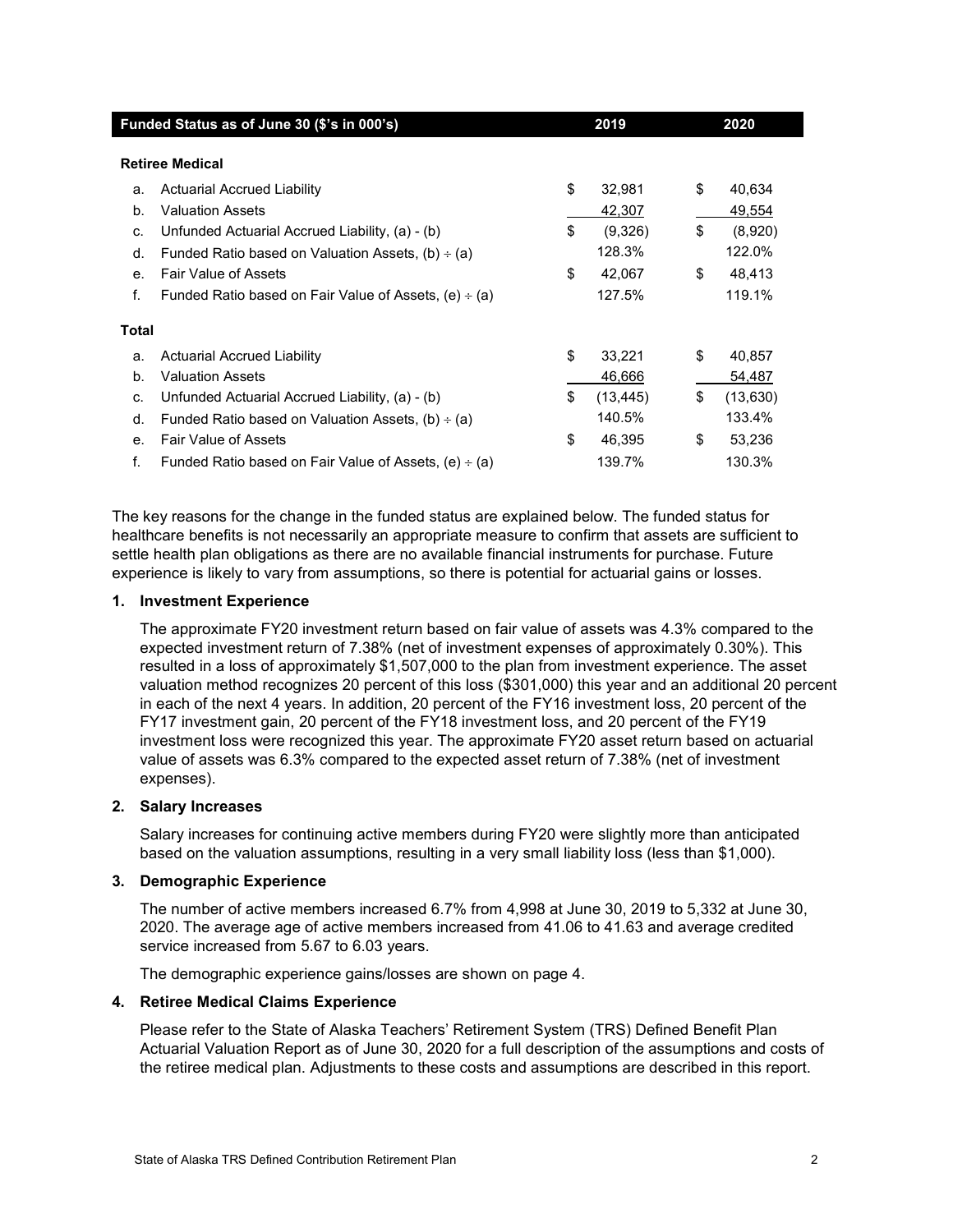| Funded Status as of June 30 ($'s in 000's) | 2019 | 2020 |
|---|---|---|
| **Retiree Medical** | | |
| a. Actuarial Accrued Liability | $ 32,981 | $ 40,634 |
| b. Valuation Assets | 42,307 | 49,554 |
| c. Unfunded Actuarial Accrued Liability, (a) - (b) | $ (9,326) | $ (8,920) |
| d. Funded Ratio based on Valuation Assets, (b) ÷ (a) | 128.3% | 122.0% |
| e. Fair Value of Assets | $ 42,067 | $ 48,413 |
| f. Funded Ratio based on Fair Value of Assets, (e) ÷ (a) | 127.5% | 119.1% |
| **Total** | | |
| a. Actuarial Accrued Liability | $ 33,221 | $ 40,857 |
| b. Valuation Assets | 46,666 | 54,487 |
| c. Unfunded Actuarial Accrued Liability, (a) - (b) | $ (13,445) | $ (13,630) |
| d. Funded Ratio based on Valuation Assets, (b) ÷ (a) | 140.5% | 133.4% |
| e. Fair Value of Assets | $ 46,395 | $ 53,236 |
| f. Funded Ratio based on Fair Value of Assets, (e) ÷ (a) | 139.7% | 130.3% |

The key reasons for the change in the funded status are explained below. The funded status for healthcare benefits is not necessarily an appropriate measure to confirm that assets are sufficient to settle health plan obligations as there are no available financial instruments for purchase. Future experience is likely to vary from assumptions, so there is potential for actuarial gains or losses.

**1. Investment Experience**

The approximate FY20 investment return based on fair value of assets was 4.3% compared to the expected investment return of 7.38% (net of investment expenses of approximately 0.30%). This resulted in a loss of approximately $1,507,000 to the plan from investment experience. The asset valuation method recognizes 20 percent of this loss ($301,000) this year and an additional 20 percent in each of the next 4 years. In addition, 20 percent of the FY16 investment loss, 20 percent of the FY17 investment gain, 20 percent of the FY18 investment loss, and 20 percent of the FY19 investment loss were recognized this year. The approximate FY20 asset return based on actuarial value of assets was 6.3% compared to the expected asset return of 7.38% (net of investment expenses).

**2. Salary Increases**

Salary increases for continuing active members during FY20 were slightly more than anticipated based on the valuation assumptions, resulting in a very small liability loss (less than $1,000).

**3. Demographic Experience**

The number of active members increased 6.7% from 4,998 at June 30, 2019 to 5,332 at June 30, 2020. The average age of active members increased from 41.06 to 41.63 and average credited service increased from 5.67 to 6.03 years.

The demographic experience gains/losses are shown on page 4.

**4. Retiree Medical Claims Experience**

Please refer to the State of Alaska Teachers' Retirement System (TRS) Defined Benefit Plan Actuarial Valuation Report as of June 30, 2020 for a full description of the assumptions and costs of the retiree medical plan. Adjustments to these costs and assumptions are described in this report.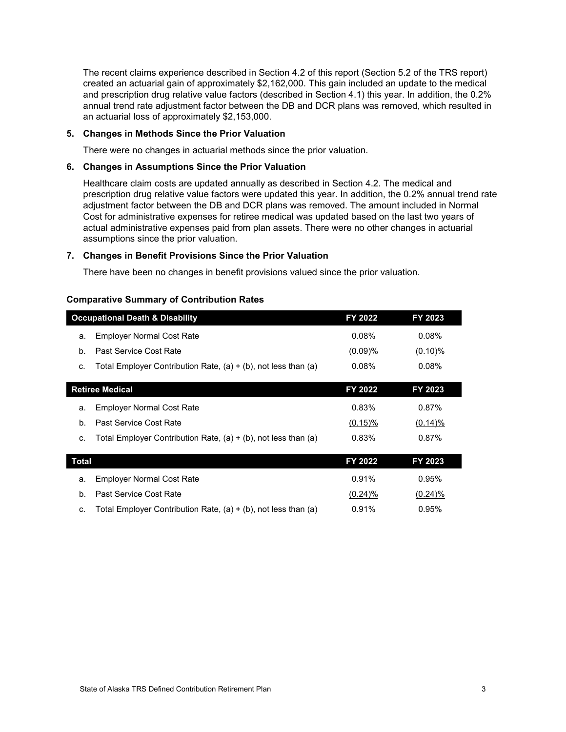The recent claims experience described in Section 4.2 of this report (Section 5.2 of the TRS report) created an actuarial gain of approximately $2,162,000. This gain included an update to the medical and prescription drug relative value factors (described in Section 4.1) this year. In addition, the 0.2% annual trend rate adjustment factor between the DB and DCR plans was removed, which resulted in an actuarial loss of approximately $2,153,000.

**5. Changes in Methods Since the Prior Valuation**

There were no changes in actuarial methods since the prior valuation.

**6. Changes in Assumptions Since the Prior Valuation**

Healthcare claim costs are updated annually as described in Section 4.2. The medical and prescription drug relative value factors were updated this year. In addition, the 0.2% annual trend rate adjustment factor between the DB and DCR plans was removed. The amount included in Normal Cost for administrative expenses for retiree medical was updated based on the last two years of actual administrative expenses paid from plan assets. There were no other changes in actuarial assumptions since the prior valuation.

**7. Changes in Benefit Provisions Since the Prior Valuation**

There have been no changes in benefit provisions valued since the prior valuation.

**Comparative Summary of Contribution Rates**

| Occupational Death & Disability | | FY 2022 | FY 2023 |
|---|---|---|---|
| a. | Employer Normal Cost Rate | 0.08% | 0.08% |
| b. | Past Service Cost Rate | (0.09)% | (0.10)% |
| c. | Total Employer Contribution Rate, (a) + (b), not less than (a) | 0.08% | 0.08% |

| Retiree Medical | | FY 2022 | FY 2023 |
|---|---|---|---|
| a. | Employer Normal Cost Rate | 0.83% | 0.87% |
| b. | Past Service Cost Rate | (0.15)% | (0.14)% |
| c. | Total Employer Contribution Rate, (a) + (b), not less than (a) | 0.83% | 0.87% |

| Total | | FY 2022 | FY 2023 |
|---|---|---|---|
| a. | Employer Normal Cost Rate | 0.91% | 0.95% |
| b. | Past Service Cost Rate | (0.24)% | (0.24)% |
| c. | Total Employer Contribution Rate, (a) + (b), not less than (a) | 0.91% | 0.95% |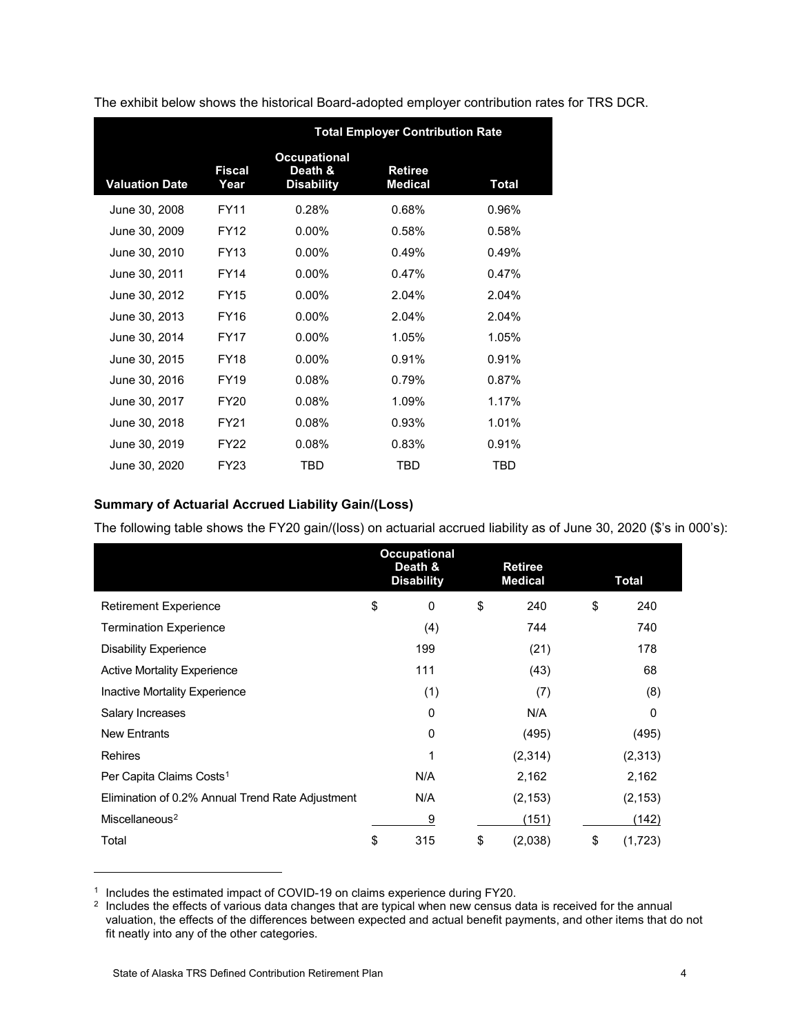The exhibit below shows the historical Board-adopted employer contribution rates for TRS DCR.

| | | Total Employer Contribution Rate | | |
|---|---|---|---|---|
| Valuation Date | Fiscal Year | Occupational Death & Disability | Retiree Medical | Total |
| June 30, 2008 | FY11 | 0.28% | 0.68% | 0.96% |
| June 30, 2009 | FY12 | 0.00% | 0.58% | 0.58% |
| June 30, 2010 | FY13 | 0.00% | 0.49% | 0.49% |
| June 30, 2011 | FY14 | 0.00% | 0.47% | 0.47% |
| June 30, 2012 | FY15 | 0.00% | 2.04% | 2.04% |
| June 30, 2013 | FY16 | 0.00% | 2.04% | 2.04% |
| June 30, 2014 | FY17 | 0.00% | 1.05% | 1.05% |
| June 30, 2015 | FY18 | 0.00% | 0.91% | 0.91% |
| June 30, 2016 | FY19 | 0.08% | 0.79% | 0.87% |
| June 30, 2017 | FY20 | 0.08% | 1.09% | 1.17% |
| June 30, 2018 | FY21 | 0.08% | 0.93% | 1.01% |
| June 30, 2019 | FY22 | 0.08% | 0.83% | 0.91% |
| June 30, 2020 | FY23 | TBD | TBD | TBD |

### Summary of Actuarial Accrued Liability Gain/(Loss)

The following table shows the FY20 gain/(loss) on actuarial accrued liability as of June 30, 2020 ($'s in 000's):

| | Occupational Death & Disability | Retiree Medical | Total |
|---|---|---|---|
| Retirement Experience | $ 0 | $ 240 | $ 240 |
| Termination Experience | (4) | 744 | 740 |
| Disability Experience | 199 | (21) | 178 |
| Active Mortality Experience | 111 | (43) | 68 |
| Inactive Mortality Experience | (1) | (7) | (8) |
| Salary Increases | 0 | N/A | 0 |
| New Entrants | 0 | (495) | (495) |
| Rehires | 1 | (2,314) | (2,313) |
| Per Capita Claims Costs[1] | N/A | 2,162 | 2,162 |
| Elimination of 0.2% Annual Trend Rate Adjustment | N/A | (2,153) | (2,153) |
| Miscellaneous[2] | 9 | (151) | (142) |
| Total | $ 315 | $ (2,038) | $ (1,723) |

[1] Includes the estimated impact of COVID-19 on claims experience during FY20.

[2] Includes the effects of various data changes that are typical when new census data is received for the annual valuation, the effects of the differences between expected and actual benefit payments, and other items that do not fit neatly into any of the other categories.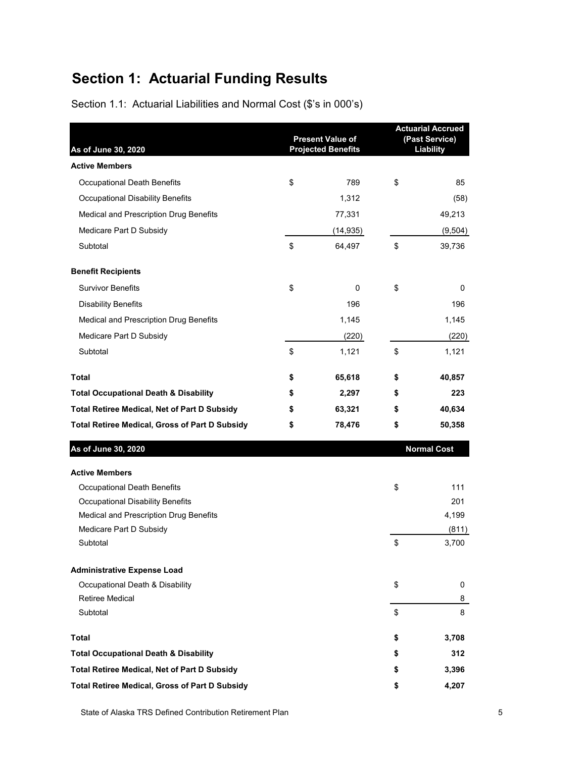# Section 1: Actuarial Funding Results

Section 1.1: Actuarial Liabilities and Normal Cost ($'s in 000's)

| As of June 30, 2020 | Present Value of Projected Benefits | Actuarial Accrued (Past Service) Liability |
|---|---|---|
| **Active Members** | | |
| Occupational Death Benefits | $ 789 | $ 85 |
| Occupational Disability Benefits | 1,312 | (58) |
| Medical and Prescription Drug Benefits | 77,331 | 49,213 |
| Medicare Part D Subsidy | (14,935) | (9,504) |
| Subtotal | $ 64,497 | $ 39,736 |
| **Benefit Recipients** | | |
| Survivor Benefits | $ 0 | $ 0 |
| Disability Benefits | 196 | 196 |
| Medical and Prescription Drug Benefits | 1,145 | 1,145 |
| Medicare Part D Subsidy | (220) | (220) |
| Subtotal | $ 1,121 | $ 1,121 |
| **Total** | **$ 65,618** | **$ 40,857** |
| **Total Occupational Death & Disability** | **$ 2,297** | **$ 223** |
| **Total Retiree Medical, Net of Part D Subsidy** | **$ 63,321** | **$ 40,634** |
| **Total Retiree Medical, Gross of Part D Subsidy** | **$ 78,476** | **$ 50,358** |

| As of June 30, 2020 | Normal Cost |
|---|---|
| **Active Members** | |
| Occupational Death Benefits | $ 111 |
| Occupational Disability Benefits | 201 |
| Medical and Prescription Drug Benefits | 4,199 |
| Medicare Part D Subsidy | (811) |
| Subtotal | $ 3,700 |
| **Administrative Expense Load** | |
| Occupational Death & Disability | $ 0 |
| Retiree Medical | 8 |
| Subtotal | $ 8 |
| **Total** | **$ 3,708** |
| **Total Occupational Death & Disability** | **$ 312** |
| **Total Retiree Medical, Net of Part D Subsidy** | **$ 3,396** |
| **Total Retiree Medical, Gross of Part D Subsidy** | **$ 4,207** |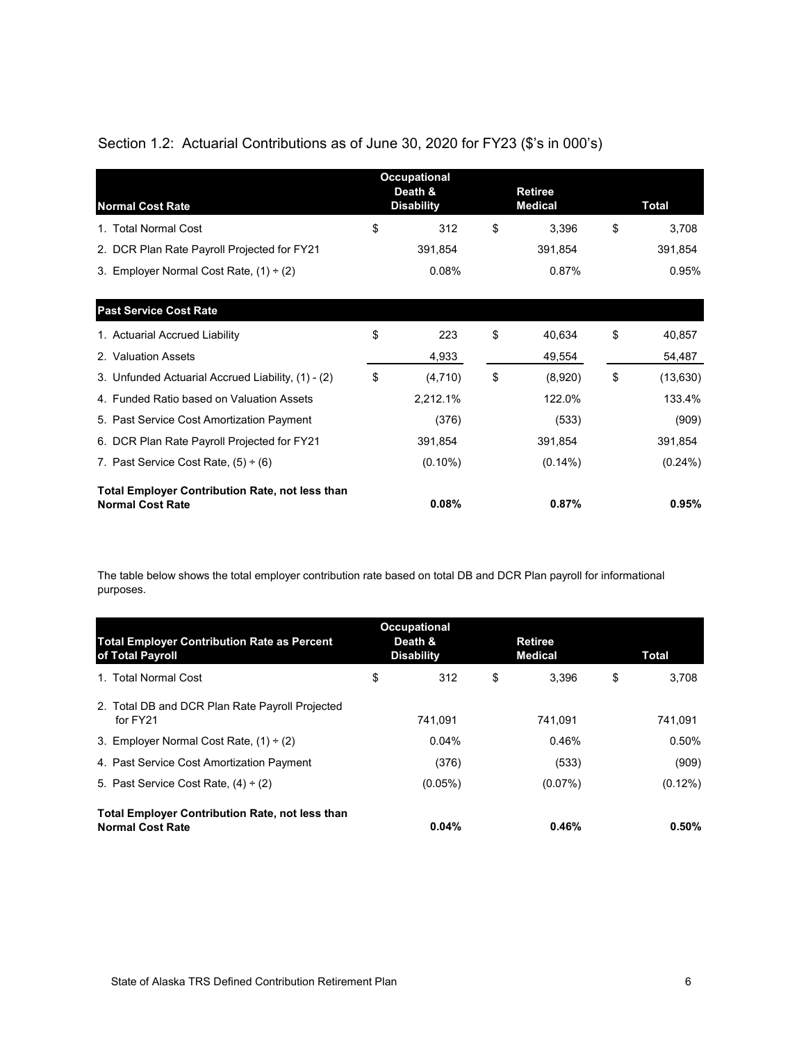## Section 1.2: Actuarial Contributions as of June 30, 2020 for FY23 ($'s in 000's)

| Normal Cost Rate | Occupational Death & Disability | Retiree Medical | Total |
|---|---|---|---|
| 1. Total Normal Cost | $ 312 | $ 3,396 | $ 3,708 |
| 2. DCR Plan Rate Payroll Projected for FY21 | 391,854 | 391,854 | 391,854 |
| 3. Employer Normal Cost Rate, (1) ÷ (2) | 0.08% | 0.87% | 0.95% |
| **Past Service Cost Rate** | | | |
| 1. Actuarial Accrued Liability | $ 223 | $ 40,634 | $ 40,857 |
| 2. Valuation Assets | 4,933 | 49,554 | 54,487 |
| 3. Unfunded Actuarial Accrued Liability, (1) - (2) | $ (4,710) | $ (8,920) | $ (13,630) |
| 4. Funded Ratio based on Valuation Assets | 2,212.1% | 122.0% | 133.4% |
| 5. Past Service Cost Amortization Payment | (376) | (533) | (909) |
| 6. DCR Plan Rate Payroll Projected for FY21 | 391,854 | 391,854 | 391,854 |
| 7. Past Service Cost Rate, (5) ÷ (6) | (0.10%) | (0.14%) | (0.24%) |
| **Total Employer Contribution Rate, not less than Normal Cost Rate** | **0.08%** | **0.87%** | **0.95%** |

The table below shows the total employer contribution rate based on total DB and DCR Plan payroll for informational purposes.

| Total Employer Contribution Rate as Percent of Total Payroll | Occupational Death & Disability | Retiree Medical | Total |
|---|---|---|---|
| 1. Total Normal Cost | $ 312 | $ 3,396 | $ 3,708 |
| 2. Total DB and DCR Plan Rate Payroll Projected for FY21 | 741,091 | 741,091 | 741,091 |
| 3. Employer Normal Cost Rate, (1) ÷ (2) | 0.04% | 0.46% | 0.50% |
| 4. Past Service Cost Amortization Payment | (376) | (533) | (909) |
| 5. Past Service Cost Rate, (4) ÷ (2) | (0.05%) | (0.07%) | (0.12%) |
| **Total Employer Contribution Rate, not less than Normal Cost Rate** | **0.04%** | **0.46%** | **0.50%** |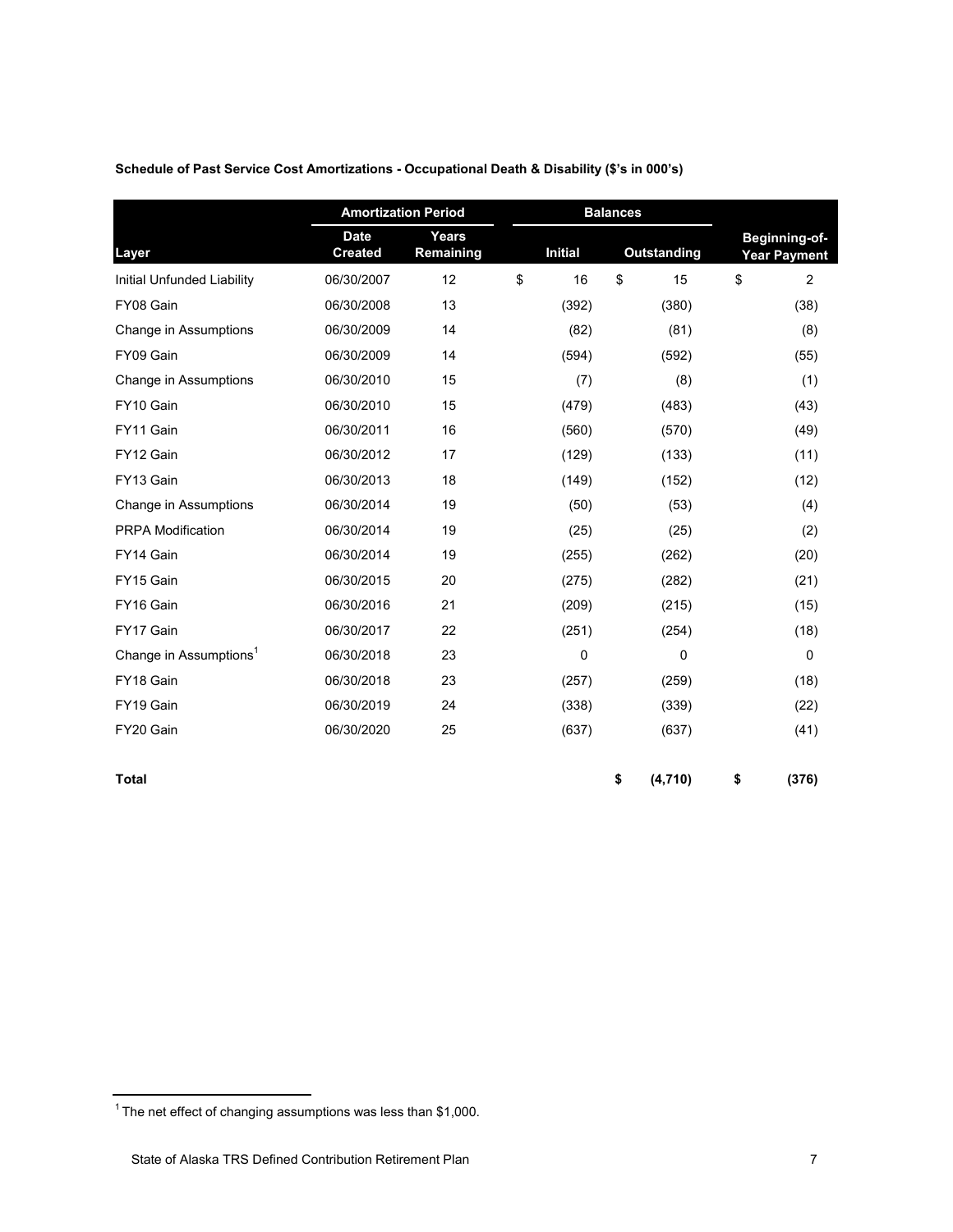**Schedule of Past Service Cost Amortizations - Occupational Death & Disability ($'s in 000's)**

| | Amortization Period | | Balances | | |
|---|---|---|---|---|---|
| Layer | Date Created | Years Remaining | Initial | Outstanding | Beginning-of-Year Payment |
| Initial Unfunded Liability | 06/30/2007 | 12 | $ 16 | $ 15 | $ 2 |
| FY08 Gain | 06/30/2008 | 13 | (392) | (380) | (38) |
| Change in Assumptions | 06/30/2009 | 14 | (82) | (81) | (8) |
| FY09 Gain | 06/30/2009 | 14 | (594) | (592) | (55) |
| Change in Assumptions | 06/30/2010 | 15 | (7) | (8) | (1) |
| FY10 Gain | 06/30/2010 | 15 | (479) | (483) | (43) |
| FY11 Gain | 06/30/2011 | 16 | (560) | (570) | (49) |
| FY12 Gain | 06/30/2012 | 17 | (129) | (133) | (11) |
| FY13 Gain | 06/30/2013 | 18 | (149) | (152) | (12) |
| Change in Assumptions | 06/30/2014 | 19 | (50) | (53) | (4) |
| PRPA Modification | 06/30/2014 | 19 | (25) | (25) | (2) |
| FY14 Gain | 06/30/2014 | 19 | (255) | (262) | (20) |
| FY15 Gain | 06/30/2015 | 20 | (275) | (282) | (21) |
| FY16 Gain | 06/30/2016 | 21 | (209) | (215) | (15) |
| FY17 Gain | 06/30/2017 | 22 | (251) | (254) | (18) |
| Change in Assumptions[1] | 06/30/2018 | 23 | 0 | 0 | 0 |
| FY18 Gain | 06/30/2018 | 23 | (257) | (259) | (18) |
| FY19 Gain | 06/30/2019 | 24 | (338) | (339) | (22) |
| FY20 Gain | 06/30/2020 | 25 | (637) | (637) | (41) |
| **Total** | | | | **$ (4,710)** | **$ (376)** |

[1] The net effect of changing assumptions was less than $1,000.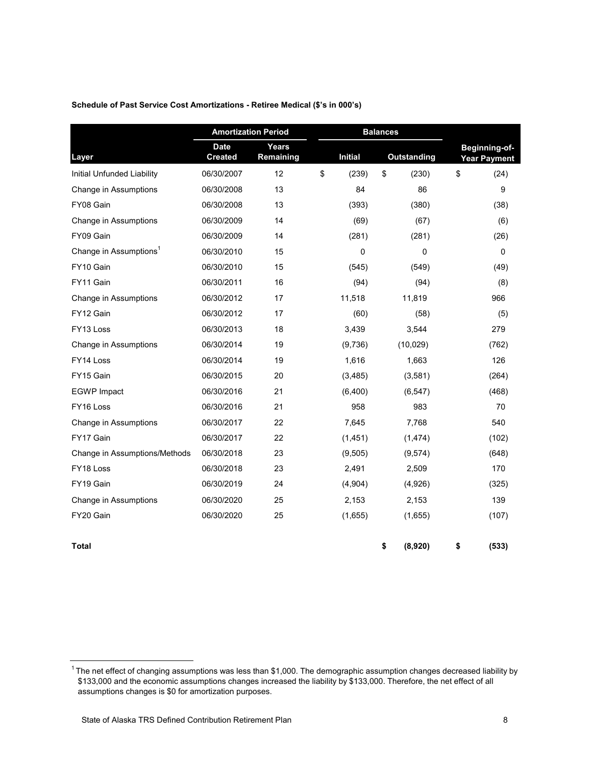**Schedule of Past Service Cost Amortizations - Retiree Medical ($'s in 000's)**

| | Amortization Period | | Balances | | |
|---|---|---|---|---|---|
| Layer | Date Created | Years Remaining | Initial | Outstanding | Beginning-of-Year Payment |
| Initial Unfunded Liability | 06/30/2007 | 12 | $ (239) | $ (230) | $ (24) |
| Change in Assumptions | 06/30/2008 | 13 | 84 | 86 | 9 |
| FY08 Gain | 06/30/2008 | 13 | (393) | (380) | (38) |
| Change in Assumptions | 06/30/2009 | 14 | (69) | (67) | (6) |
| FY09 Gain | 06/30/2009 | 14 | (281) | (281) | (26) |
| Change in Assumptions[1] | 06/30/2010 | 15 | 0 | 0 | 0 |
| FY10 Gain | 06/30/2010 | 15 | (545) | (549) | (49) |
| FY11 Gain | 06/30/2011 | 16 | (94) | (94) | (8) |
| Change in Assumptions | 06/30/2012 | 17 | 11,518 | 11,819 | 966 |
| FY12 Gain | 06/30/2012 | 17 | (60) | (58) | (5) |
| FY13 Loss | 06/30/2013 | 18 | 3,439 | 3,544 | 279 |
| Change in Assumptions | 06/30/2014 | 19 | (9,736) | (10,029) | (762) |
| FY14 Loss | 06/30/2014 | 19 | 1,616 | 1,663 | 126 |
| FY15 Gain | 06/30/2015 | 20 | (3,485) | (3,581) | (264) |
| EGWP Impact | 06/30/2016 | 21 | (6,400) | (6,547) | (468) |
| FY16 Loss | 06/30/2016 | 21 | 958 | 983 | 70 |
| Change in Assumptions | 06/30/2017 | 22 | 7,645 | 7,768 | 540 |
| FY17 Gain | 06/30/2017 | 22 | (1,451) | (1,474) | (102) |
| Change in Assumptions/Methods | 06/30/2018 | 23 | (9,505) | (9,574) | (648) |
| FY18 Loss | 06/30/2018 | 23 | 2,491 | 2,509 | 170 |
| FY19 Gain | 06/30/2019 | 24 | (4,904) | (4,926) | (325) |
| Change in Assumptions | 06/30/2020 | 25 | 2,153 | 2,153 | 139 |
| FY20 Gain | 06/30/2020 | 25 | (1,655) | (1,655) | (107) |
| **Total** | | | | **$ (8,920)** | **$ (533)** |

[1] The net effect of changing assumptions was less than $1,000. The demographic assumption changes decreased liability by $133,000 and the economic assumptions changes increased the liability by $133,000. Therefore, the net effect of all assumptions changes is $0 for amortization purposes.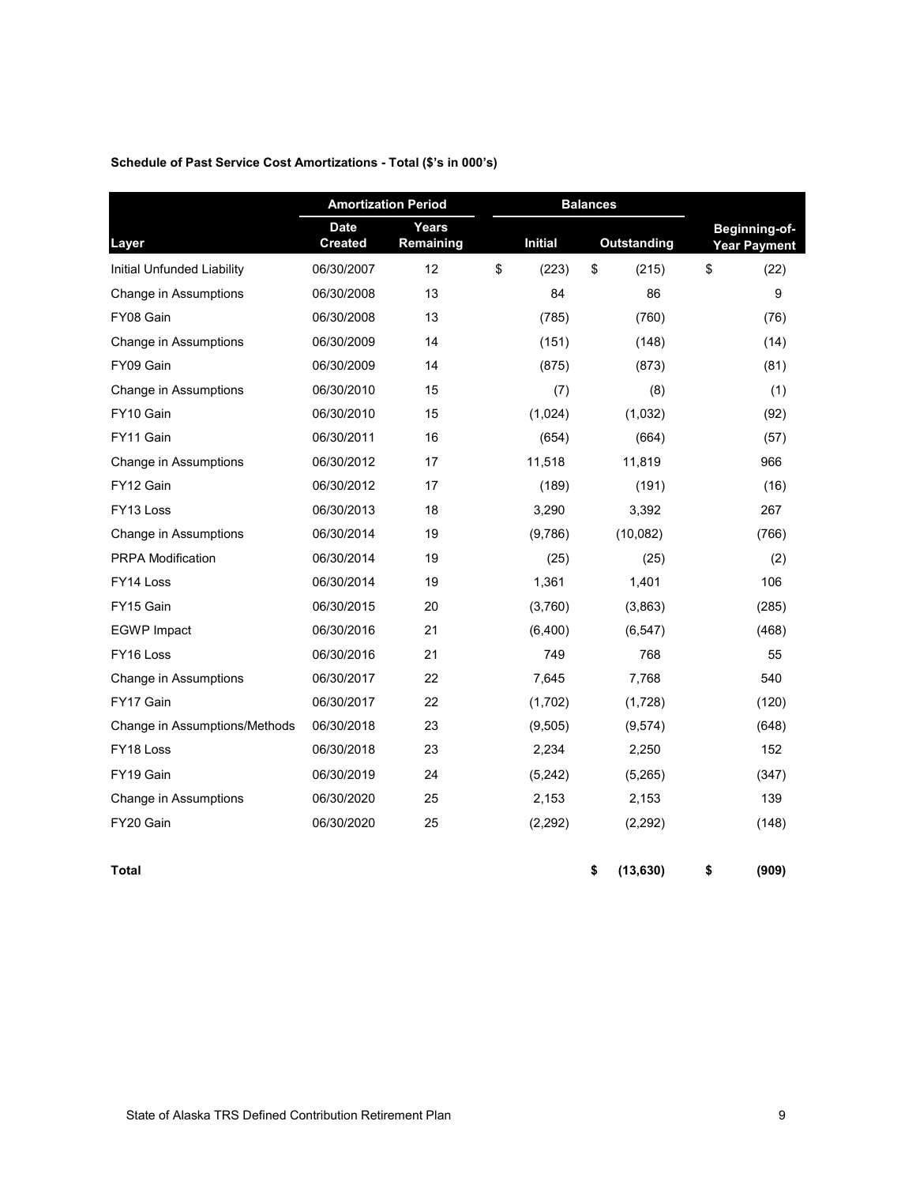**Schedule of Past Service Cost Amortizations - Total ($'s in 000's)**

| Layer | Amortization Period | | Balances | | Beginning-of-Year Payment |
|---|---|---|---|---|---|
| | Date Created | Years Remaining | Initial | Outstanding | |
| Initial Unfunded Liability | 06/30/2007 | 12 | $ (223) | $ (215) | $ (22) |
| Change in Assumptions | 06/30/2008 | 13 | 84 | 86 | 9 |
| FY08 Gain | 06/30/2008 | 13 | (785) | (760) | (76) |
| Change in Assumptions | 06/30/2009 | 14 | (151) | (148) | (14) |
| FY09 Gain | 06/30/2009 | 14 | (875) | (873) | (81) |
| Change in Assumptions | 06/30/2010 | 15 | (7) | (8) | (1) |
| FY10 Gain | 06/30/2010 | 15 | (1,024) | (1,032) | (92) |
| FY11 Gain | 06/30/2011 | 16 | (654) | (664) | (57) |
| Change in Assumptions | 06/30/2012 | 17 | 11,518 | 11,819 | 966 |
| FY12 Gain | 06/30/2012 | 17 | (189) | (191) | (16) |
| FY13 Loss | 06/30/2013 | 18 | 3,290 | 3,392 | 267 |
| Change in Assumptions | 06/30/2014 | 19 | (9,786) | (10,082) | (766) |
| PRPA Modification | 06/30/2014 | 19 | (25) | (25) | (2) |
| FY14 Loss | 06/30/2014 | 19 | 1,361 | 1,401 | 106 |
| FY15 Gain | 06/30/2015 | 20 | (3,760) | (3,863) | (285) |
| EGWP Impact | 06/30/2016 | 21 | (6,400) | (6,547) | (468) |
| FY16 Loss | 06/30/2016 | 21 | 749 | 768 | 55 |
| Change in Assumptions | 06/30/2017 | 22 | 7,645 | 7,768 | 540 |
| FY17 Gain | 06/30/2017 | 22 | (1,702) | (1,728) | (120) |
| Change in Assumptions/Methods | 06/30/2018 | 23 | (9,505) | (9,574) | (648) |
| FY18 Loss | 06/30/2018 | 23 | 2,234 | 2,250 | 152 |
| FY19 Gain | 06/30/2019 | 24 | (5,242) | (5,265) | (347) |
| Change in Assumptions | 06/30/2020 | 25 | 2,153 | 2,153 | 139 |
| FY20 Gain | 06/30/2020 | 25 | (2,292) | (2,292) | (148) |
| **Total** | | | | **$ (13,630)** | **$ (909)** |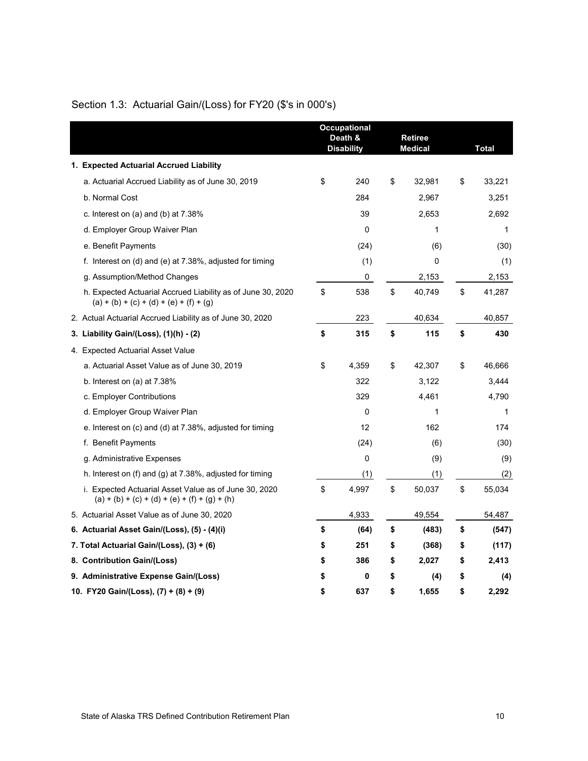## Section 1.3: Actuarial Gain/(Loss) for FY20 ($'s in 000's)

| | Occupational Death & Disability | Retiree Medical | Total |
|---|---|---|---|
| **1. Expected Actuarial Accrued Liability** | | | |
| a. Actuarial Accrued Liability as of June 30, 2019 | $ 240 | $ 32,981 | $ 33,221 |
| b. Normal Cost | 284 | 2,967 | 3,251 |
| c. Interest on (a) and (b) at 7.38% | 39 | 2,653 | 2,692 |
| d. Employer Group Waiver Plan | 0 | 1 | 1 |
| e. Benefit Payments | (24) | (6) | (30) |
| f. Interest on (d) and (e) at 7.38%, adjusted for timing | (1) | 0 | (1) |
| g. Assumption/Method Changes | 0 | 2,153 | 2,153 |
| h. Expected Actuarial Accrued Liability as of June 30, 2020 (a) + (b) + (c) + (d) + (e) + (f) + (g) | $ 538 | $ 40,749 | $ 41,287 |
| 2. Actual Actuarial Accrued Liability as of June 30, 2020 | 223 | 40,634 | 40,857 |
| **3. Liability Gain/(Loss), (1)(h) - (2)** | **$ 315** | **$ 115** | **$ 430** |
| 4. Expected Actuarial Asset Value | | | |
| a. Actuarial Asset Value as of June 30, 2019 | $ 4,359 | $ 42,307 | $ 46,666 |
| b. Interest on (a) at 7.38% | 322 | 3,122 | 3,444 |
| c. Employer Contributions | 329 | 4,461 | 4,790 |
| d. Employer Group Waiver Plan | 0 | 1 | 1 |
| e. Interest on (c) and (d) at 7.38%, adjusted for timing | 12 | 162 | 174 |
| f. Benefit Payments | (24) | (6) | (30) |
| g. Administrative Expenses | 0 | (9) | (9) |
| h. Interest on (f) and (g) at 7.38%, adjusted for timing | (1) | (1) | (2) |
| i. Expected Actuarial Asset Value as of June 30, 2020 (a) + (b) + (c) + (d) + (e) + (f) + (g) + (h) | $ 4,997 | $ 50,037 | $ 55,034 |
| 5. Actuarial Asset Value as of June 30, 2020 | 4,933 | 49,554 | 54,487 |
| **6. Actuarial Asset Gain/(Loss), (5) - (4)(i)** | **$ (64)** | **$ (483)** | **$ (547)** |
| **7. Total Actuarial Gain/(Loss), (3) + (6)** | **$ 251** | **$ (368)** | **$ (117)** |
| **8. Contribution Gain/(Loss)** | **$ 386** | **$ 2,027** | **$ 2,413** |
| **9. Administrative Expense Gain/(Loss)** | **$ 0** | **$ (4)** | **$ (4)** |
| **10. FY20 Gain/(Loss), (7) + (8) + (9)** | **$ 637** | **$ 1,655** | **$ 2,292** |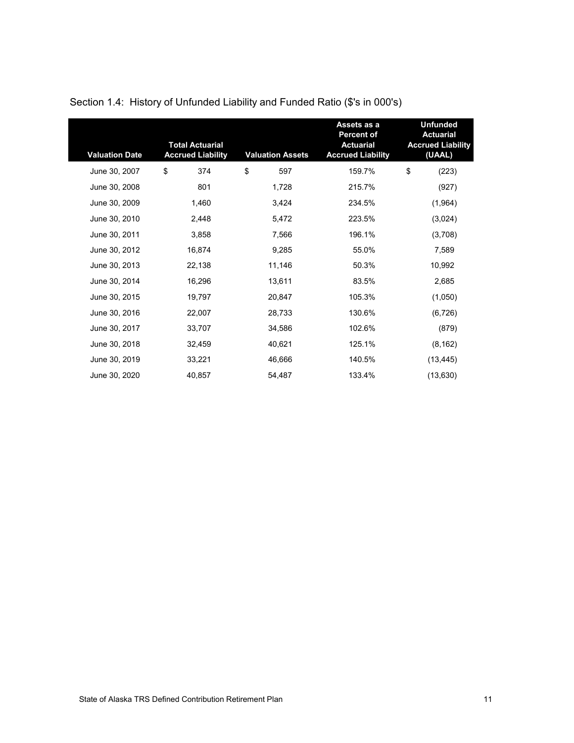## Section 1.4: History of Unfunded Liability and Funded Ratio ($'s in 000's)

| Valuation Date | Total Actuarial Accrued Liability | Valuation Assets | Assets as a Percent of Actuarial Accrued Liability | Unfunded Actuarial Accrued Liability (UAAL) |
|---|---|---|---|---|
| June 30, 2007 | $ 374 | $ 597 | 159.7% | $ (223) |
| June 30, 2008 | 801 | 1,728 | 215.7% | (927) |
| June 30, 2009 | 1,460 | 3,424 | 234.5% | (1,964) |
| June 30, 2010 | 2,448 | 5,472 | 223.5% | (3,024) |
| June 30, 2011 | 3,858 | 7,566 | 196.1% | (3,708) |
| June 30, 2012 | 16,874 | 9,285 | 55.0% | 7,589 |
| June 30, 2013 | 22,138 | 11,146 | 50.3% | 10,992 |
| June 30, 2014 | 16,296 | 13,611 | 83.5% | 2,685 |
| June 30, 2015 | 19,797 | 20,847 | 105.3% | (1,050) |
| June 30, 2016 | 22,007 | 28,733 | 130.6% | (6,726) |
| June 30, 2017 | 33,707 | 34,586 | 102.6% | (879) |
| June 30, 2018 | 32,459 | 40,621 | 125.1% | (8,162) |
| June 30, 2019 | 33,221 | 46,666 | 140.5% | (13,445) |
| June 30, 2020 | 40,857 | 54,487 | 133.4% | (13,630) |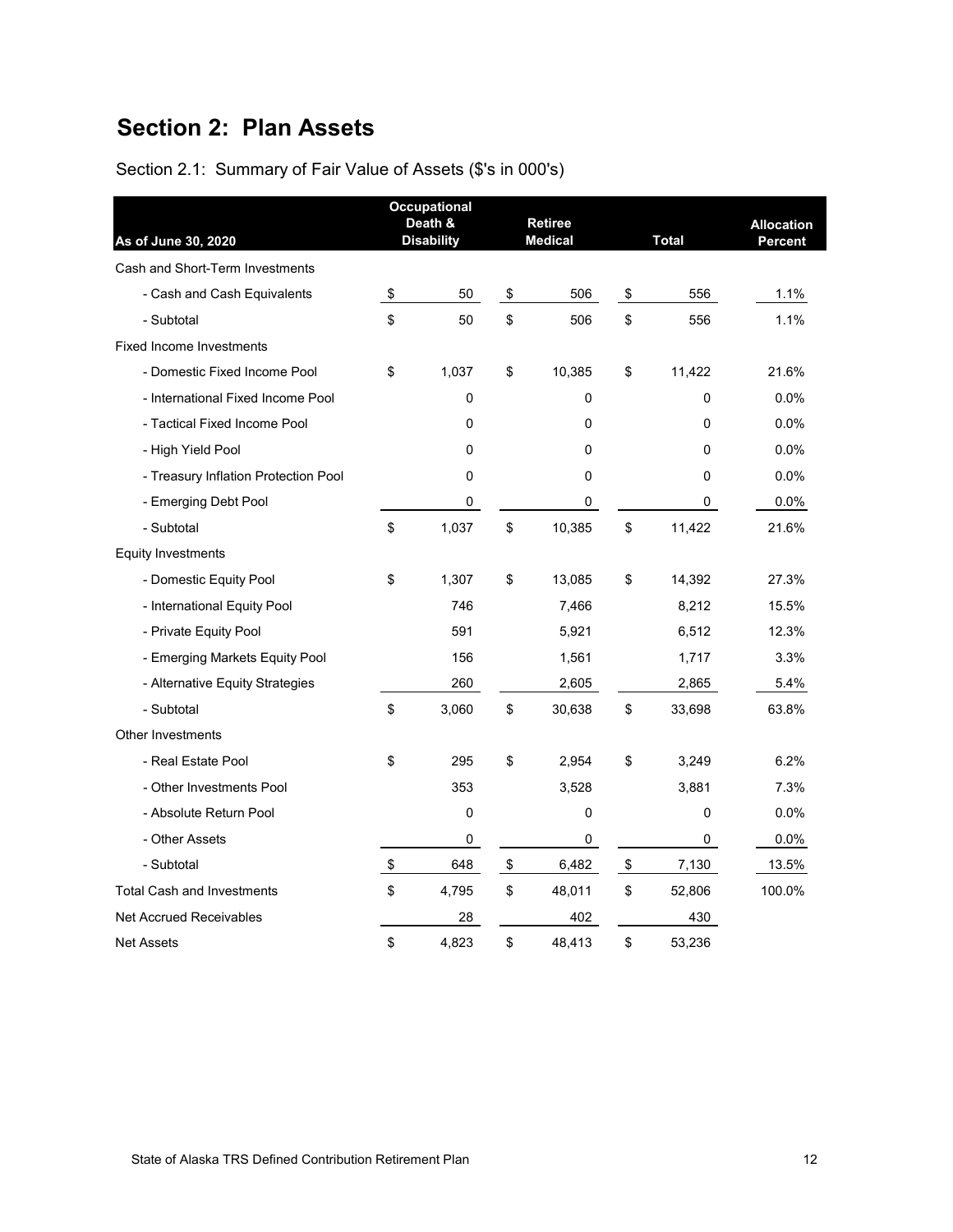## Section 2: Plan Assets

Section 2.1: Summary of Fair Value of Assets ($'s in 000's)

| As of June 30, 2020 | Occupational Death & Disability | Retiree Medical | Total | Allocation Percent |
|---|---|---|---|---|
| Cash and Short-Term Investments | | | | |
| - Cash and Cash Equivalents | $ 50 | $ 506 | $ 556 | 1.1% |
| - Subtotal | $ 50 | $ 506 | $ 556 | 1.1% |
| Fixed Income Investments | | | | |
| - Domestic Fixed Income Pool | $ 1,037 | $ 10,385 | $ 11,422 | 21.6% |
| - International Fixed Income Pool | 0 | 0 | 0 | 0.0% |
| - Tactical Fixed Income Pool | 0 | 0 | 0 | 0.0% |
| - High Yield Pool | 0 | 0 | 0 | 0.0% |
| - Treasury Inflation Protection Pool | 0 | 0 | 0 | 0.0% |
| - Emerging Debt Pool | 0 | 0 | 0 | 0.0% |
| - Subtotal | $ 1,037 | $ 10,385 | $ 11,422 | 21.6% |
| Equity Investments | | | | |
| - Domestic Equity Pool | $ 1,307 | $ 13,085 | $ 14,392 | 27.3% |
| - International Equity Pool | 746 | 7,466 | 8,212 | 15.5% |
| - Private Equity Pool | 591 | 5,921 | 6,512 | 12.3% |
| - Emerging Markets Equity Pool | 156 | 1,561 | 1,717 | 3.3% |
| - Alternative Equity Strategies | 260 | 2,605 | 2,865 | 5.4% |
| - Subtotal | $ 3,060 | $ 30,638 | $ 33,698 | 63.8% |
| Other Investments | | | | |
| - Real Estate Pool | $ 295 | $ 2,954 | $ 3,249 | 6.2% |
| - Other Investments Pool | 353 | 3,528 | 3,881 | 7.3% |
| - Absolute Return Pool | 0 | 0 | 0 | 0.0% |
| - Other Assets | 0 | 0 | 0 | 0.0% |
| - Subtotal | $ 648 | $ 6,482 | $ 7,130 | 13.5% |
| Total Cash and Investments | $ 4,795 | $ 48,011 | $ 52,806 | 100.0% |
| Net Accrued Receivables | 28 | 402 | 430 | |
| Net Assets | $ 4,823 | $ 48,413 | $ 53,236 | |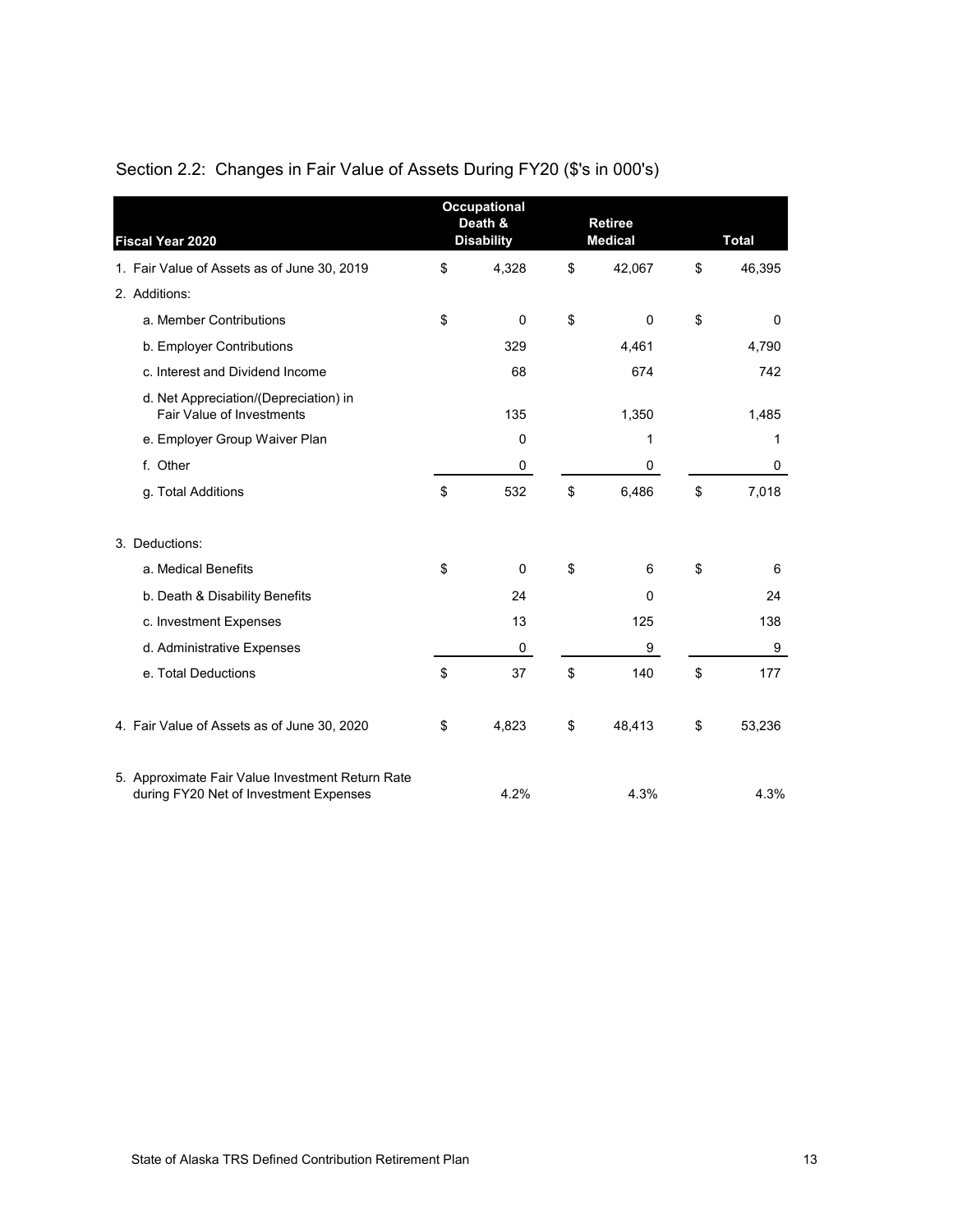## Section 2.2: Changes in Fair Value of Assets During FY20 ($'s in 000's)

| Fiscal Year 2020 | Occupational Death & Disability | Retiree Medical | Total |
|---|---|---|---|
| 1. Fair Value of Assets as of June 30, 2019 | $ 4,328 | $ 42,067 | $ 46,395 |
| 2. Additions: | | | |
| a. Member Contributions | $ 0 | $ 0 | $ 0 |
| b. Employer Contributions | 329 | 4,461 | 4,790 |
| c. Interest and Dividend Income | 68 | 674 | 742 |
| d. Net Appreciation/(Depreciation) in Fair Value of Investments | 135 | 1,350 | 1,485 |
| e. Employer Group Waiver Plan | 0 | 1 | 1 |
| f. Other | 0 | 0 | 0 |
| g. Total Additions | $ 532 | $ 6,486 | $ 7,018 |
| 3. Deductions: | | | |
| a. Medical Benefits | $ 0 | $ 6 | $ 6 |
| b. Death & Disability Benefits | 24 | 0 | 24 |
| c. Investment Expenses | 13 | 125 | 138 |
| d. Administrative Expenses | 0 | 9 | 9 |
| e. Total Deductions | $ 37 | $ 140 | $ 177 |
| 4. Fair Value of Assets as of June 30, 2020 | $ 4,823 | $ 48,413 | $ 53,236 |
| 5. Approximate Fair Value Investment Return Rate during FY20 Net of Investment Expenses | 4.2% | 4.3% | 4.3% |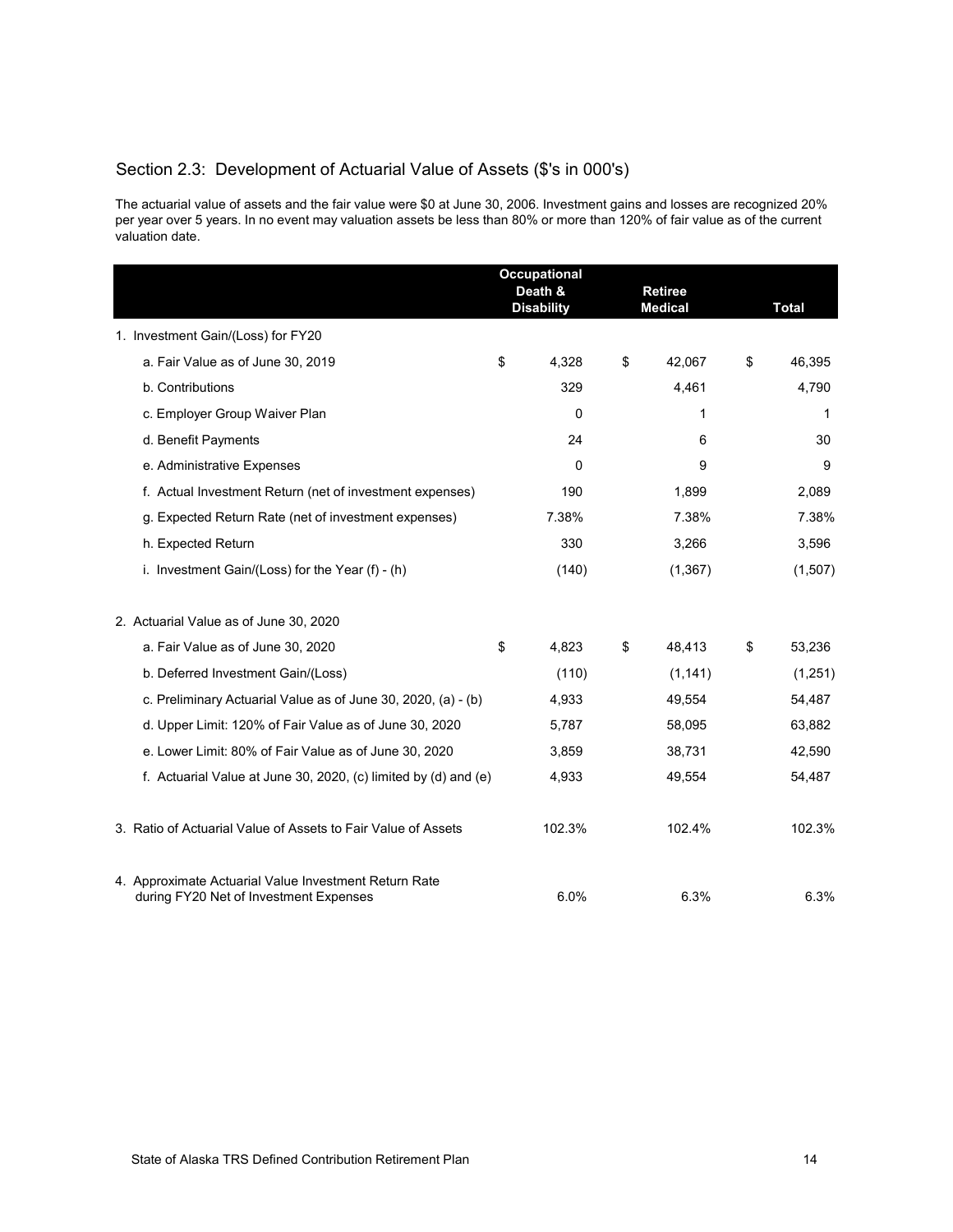## Section 2.3: Development of Actuarial Value of Assets ($'s in 000's)

The actuarial value of assets and the fair value were $0 at June 30, 2006. Investment gains and losses are recognized 20% per year over 5 years. In no event may valuation assets be less than 80% or more than 120% of fair value as of the current valuation date.

| | Occupational Death & Disability | Retiree Medical | Total |
|---|---|---|---|
| 1. Investment Gain/(Loss) for FY20 | | | |
| a. Fair Value as of June 30, 2019 | $ 4,328 | $ 42,067 | $ 46,395 |
| b. Contributions | 329 | 4,461 | 4,790 |
| c. Employer Group Waiver Plan | 0 | 1 | 1 |
| d. Benefit Payments | 24 | 6 | 30 |
| e. Administrative Expenses | 0 | 9 | 9 |
| f. Actual Investment Return (net of investment expenses) | 190 | 1,899 | 2,089 |
| g. Expected Return Rate (net of investment expenses) | 7.38% | 7.38% | 7.38% |
| h. Expected Return | 330 | 3,266 | 3,596 |
| i. Investment Gain/(Loss) for the Year (f) - (h) | (140) | (1,367) | (1,507) |
| 2. Actuarial Value as of June 30, 2020 | | | |
| a. Fair Value as of June 30, 2020 | $ 4,823 | $ 48,413 | $ 53,236 |
| b. Deferred Investment Gain/(Loss) | (110) | (1,141) | (1,251) |
| c. Preliminary Actuarial Value as of June 30, 2020, (a) - (b) | 4,933 | 49,554 | 54,487 |
| d. Upper Limit: 120% of Fair Value as of June 30, 2020 | 5,787 | 58,095 | 63,882 |
| e. Lower Limit: 80% of Fair Value as of June 30, 2020 | 3,859 | 38,731 | 42,590 |
| f. Actuarial Value at June 30, 2020, (c) limited by (d) and (e) | 4,933 | 49,554 | 54,487 |
| 3. Ratio of Actuarial Value of Assets to Fair Value of Assets | 102.3% | 102.4% | 102.3% |
| 4. Approximate Actuarial Value Investment Return Rate during FY20 Net of Investment Expenses | 6.0% | 6.3% | 6.3% |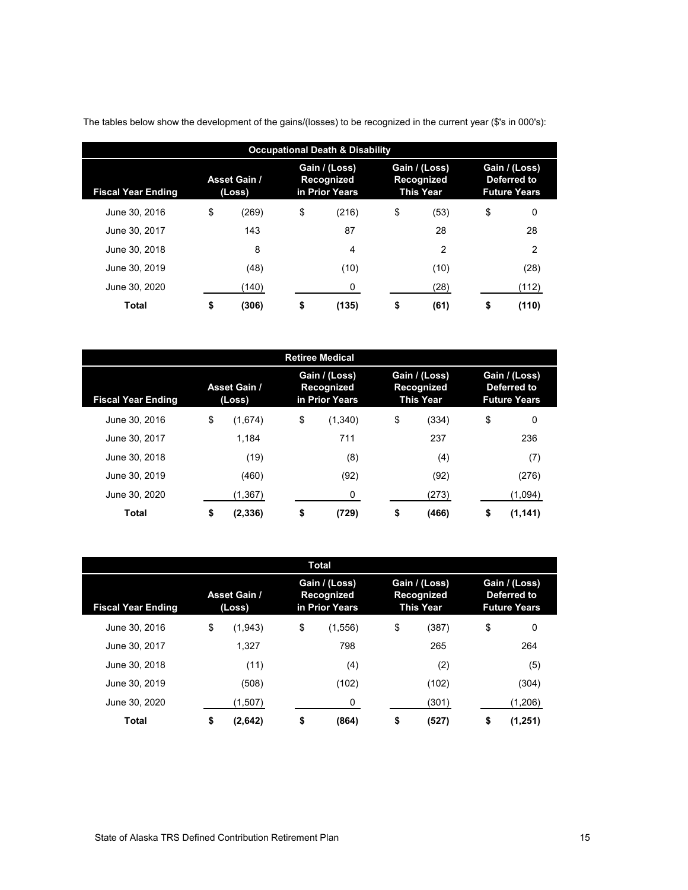The tables below show the development of the gains/(losses) to be recognized in the current year ($'s in 000's):

| Occupational Death & Disability | | | | |
|---|---|---|---|---|
| **Fiscal Year Ending** | **Asset Gain / (Loss)** | **Gain / (Loss) Recognized in Prior Years** | **Gain / (Loss) Recognized This Year** | **Gain / (Loss) Deferred to Future Years** |
| June 30, 2016 | $ (269) | $ (216) | $ (53) | $ 0 |
| June 30, 2017 | 143 | 87 | 28 | 28 |
| June 30, 2018 | 8 | 4 | 2 | 2 |
| June 30, 2019 | (48) | (10) | (10) | (28) |
| June 30, 2020 | (140) | 0 | (28) | (112) |
| **Total** | **$ (306)** | **$ (135)** | **$ (61)** | **$ (110)** |

| Retiree Medical | | | | |
|---|---|---|---|---|
| **Fiscal Year Ending** | **Asset Gain / (Loss)** | **Gain / (Loss) Recognized in Prior Years** | **Gain / (Loss) Recognized This Year** | **Gain / (Loss) Deferred to Future Years** |
| June 30, 2016 | $ (1,674) | $ (1,340) | $ (334) | $ 0 |
| June 30, 2017 | 1,184 | 711 | 237 | 236 |
| June 30, 2018 | (19) | (8) | (4) | (7) |
| June 30, 2019 | (460) | (92) | (92) | (276) |
| June 30, 2020 | (1,367) | 0 | (273) | (1,094) |
| **Total** | **$ (2,336)** | **$ (729)** | **$ (466)** | **$ (1,141)** |

| Total | | | | |
|---|---|---|---|---|
| **Fiscal Year Ending** | **Asset Gain / (Loss)** | **Gain / (Loss) Recognized in Prior Years** | **Gain / (Loss) Recognized This Year** | **Gain / (Loss) Deferred to Future Years** |
| June 30, 2016 | $ (1,943) | $ (1,556) | $ (387) | $ 0 |
| June 30, 2017 | 1,327 | 798 | 265 | 264 |
| June 30, 2018 | (11) | (4) | (2) | (5) |
| June 30, 2019 | (508) | (102) | (102) | (304) |
| June 30, 2020 | (1,507) | 0 | (301) | (1,206) |
| **Total** | **$ (2,642)** | **$ (864)** | **$ (527)** | **$ (1,251)** |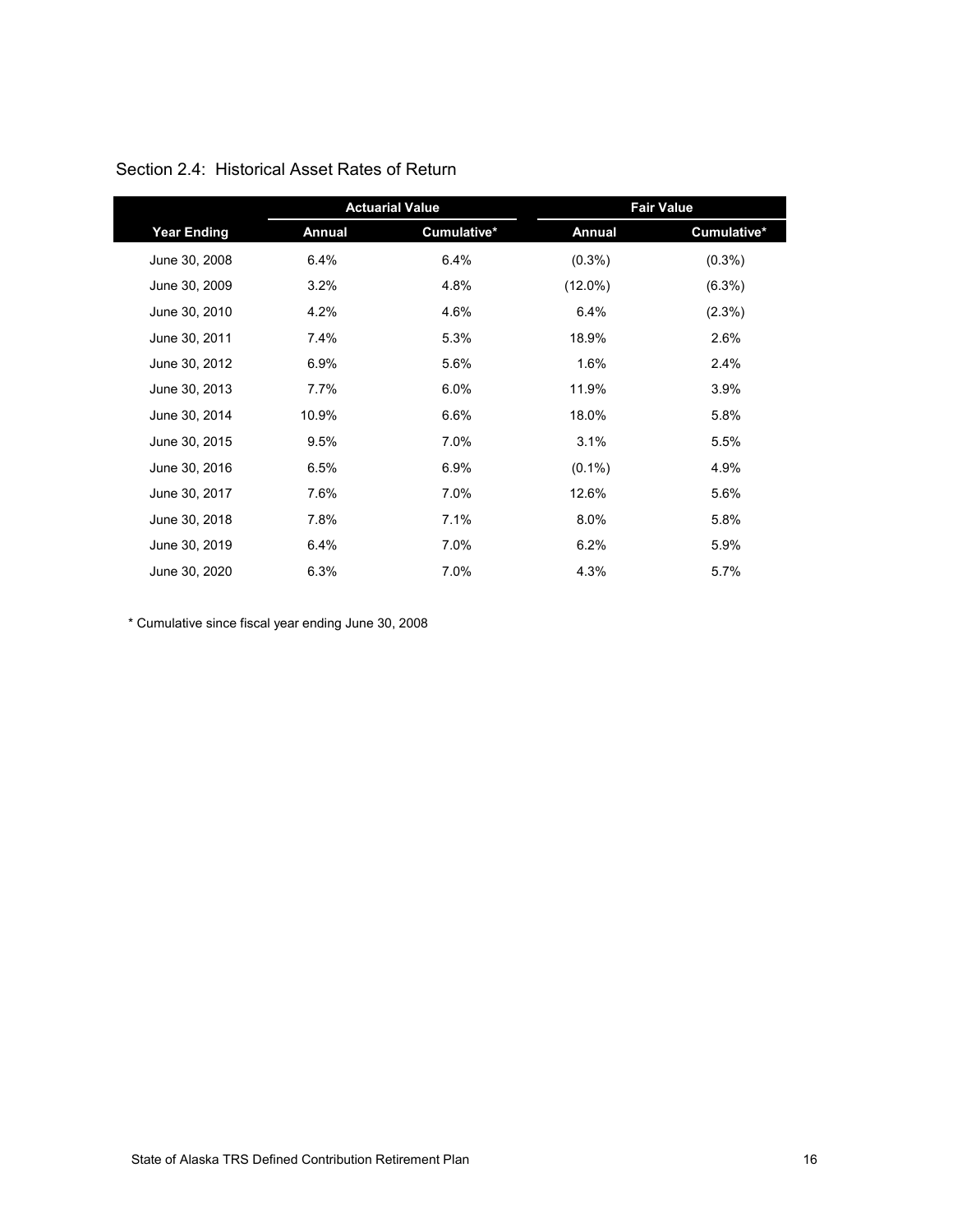## Section 2.4: Historical Asset Rates of Return

| | Actuarial Value | | Fair Value | |
|---|---|---|---|---|
| **Year Ending** | **Annual** | **Cumulative*** | **Annual** | **Cumulative*** |
| June 30, 2008 | 6.4% | 6.4% | (0.3%) | (0.3%) |
| June 30, 2009 | 3.2% | 4.8% | (12.0%) | (6.3%) |
| June 30, 2010 | 4.2% | 4.6% | 6.4% | (2.3%) |
| June 30, 2011 | 7.4% | 5.3% | 18.9% | 2.6% |
| June 30, 2012 | 6.9% | 5.6% | 1.6% | 2.4% |
| June 30, 2013 | 7.7% | 6.0% | 11.9% | 3.9% |
| June 30, 2014 | 10.9% | 6.6% | 18.0% | 5.8% |
| June 30, 2015 | 9.5% | 7.0% | 3.1% | 5.5% |
| June 30, 2016 | 6.5% | 6.9% | (0.1%) | 4.9% |
| June 30, 2017 | 7.6% | 7.0% | 12.6% | 5.6% |
| June 30, 2018 | 7.8% | 7.1% | 8.0% | 5.8% |
| June 30, 2019 | 6.4% | 7.0% | 6.2% | 5.9% |
| June 30, 2020 | 6.3% | 7.0% | 4.3% | 5.7% |

* Cumulative since fiscal year ending June 30, 2008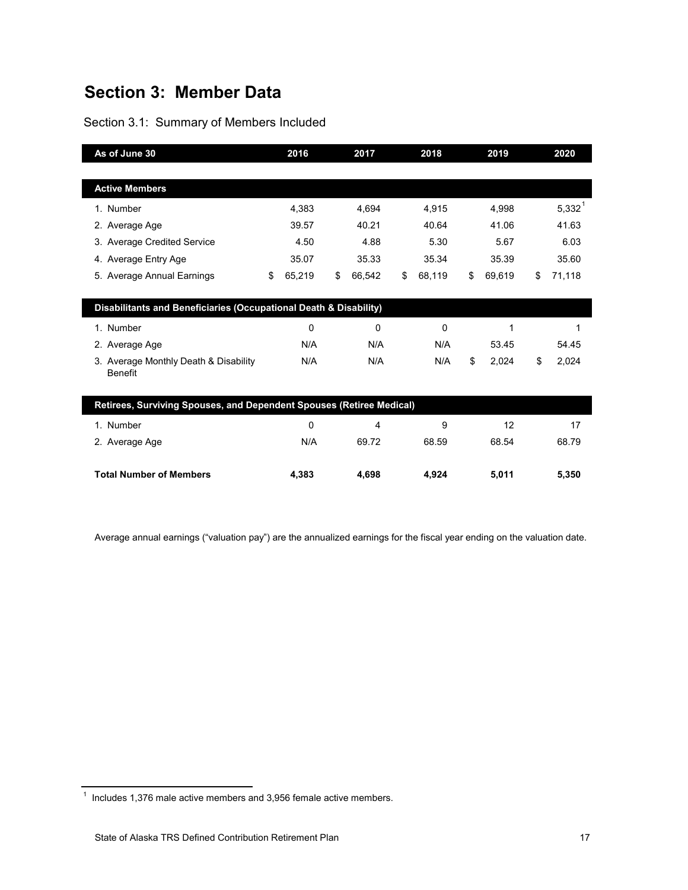# Section 3: Member Data

## Section 3.1: Summary of Members Included

| As of June 30 | 2016 | 2017 | 2018 | 2019 | 2020 |
|---|---|---|---|---|---|
| **Active Members** | | | | | |
| 1. Number | 4,383 | 4,694 | 4,915 | 4,998 | 5,332[1] |
| 2. Average Age | 39.57 | 40.21 | 40.64 | 41.06 | 41.63 |
| 3. Average Credited Service | 4.50 | 4.88 | 5.30 | 5.67 | 6.03 |
| 4. Average Entry Age | 35.07 | 35.33 | 35.34 | 35.39 | 35.60 |
| 5. Average Annual Earnings | $ 65,219 | $ 66,542 | $ 68,119 | $ 69,619 | $ 71,118 |
| **Disabilitants and Beneficiaries (Occupational Death & Disability)** | | | | | |
| 1. Number | 0 | 0 | 0 | 1 | 1 |
| 2. Average Age | N/A | N/A | N/A | 53.45 | 54.45 |
| 3. Average Monthly Death & Disability Benefit | N/A | N/A | N/A | $ 2,024 | $ 2,024 |
| **Retirees, Surviving Spouses, and Dependent Spouses (Retiree Medical)** | | | | | |
| 1. Number | 0 | 4 | 9 | 12 | 17 |
| 2. Average Age | N/A | 69.72 | 68.59 | 68.54 | 68.79 |
| **Total Number of Members** | **4,383** | **4,698** | **4,924** | **5,011** | **5,350** |

Average annual earnings ("valuation pay") are the annualized earnings for the fiscal year ending on the valuation date.

[1] Includes 1,376 male active members and 3,956 female active members.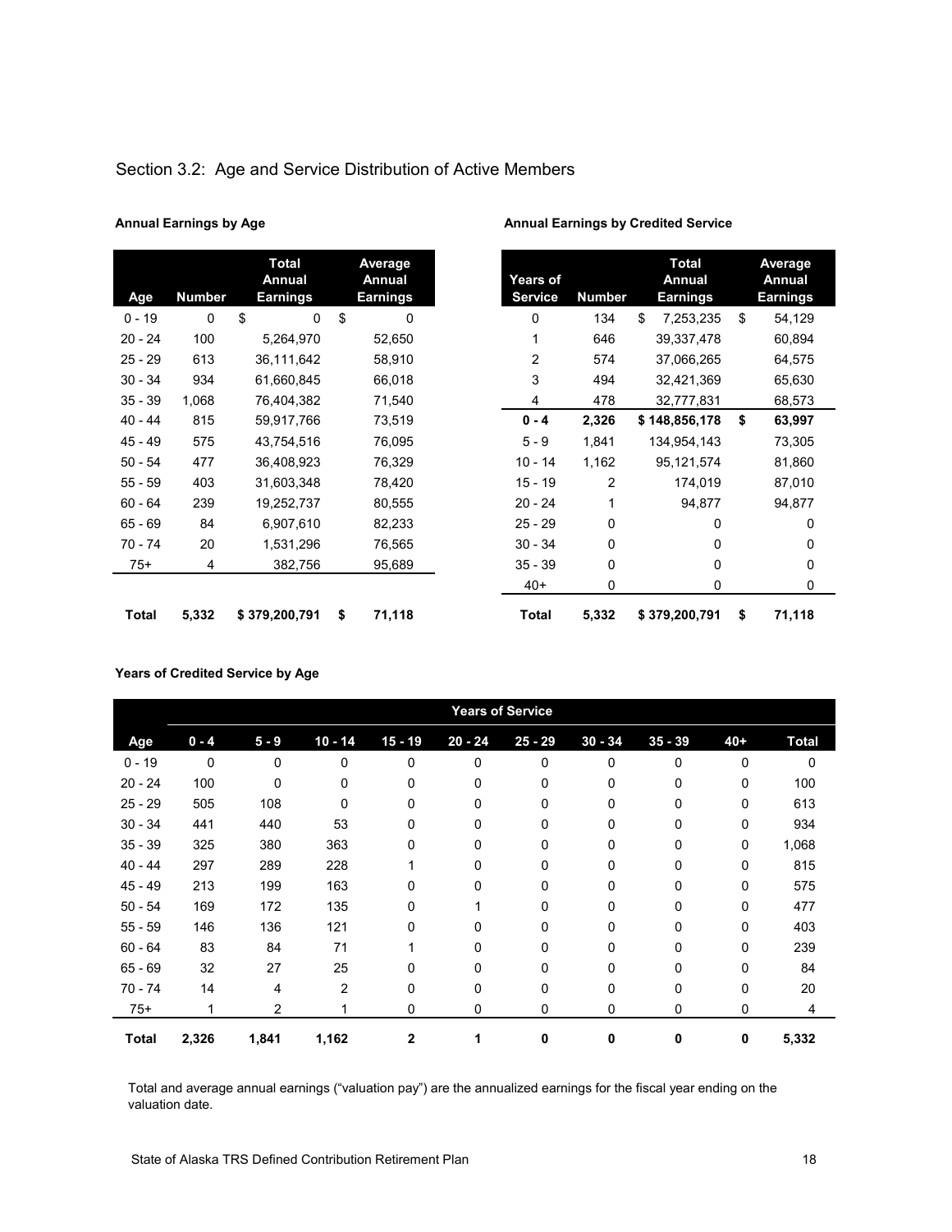## Section 3.2: Age and Service Distribution of Active Members

**Annual Earnings by Age**

| Age | Number | Total Annual Earnings | Average Annual Earnings |
|---|---|---|---|
| 0 - 19 | 0 | $ 0 | $ 0 |
| 20 - 24 | 100 | 5,264,970 | 52,650 |
| 25 - 29 | 613 | 36,111,642 | 58,910 |
| 30 - 34 | 934 | 61,660,845 | 66,018 |
| 35 - 39 | 1,068 | 76,404,382 | 71,540 |
| 40 - 44 | 815 | 59,917,766 | 73,519 |
| 45 - 49 | 575 | 43,754,516 | 76,095 |
| 50 - 54 | 477 | 36,408,923 | 76,329 |
| 55 - 59 | 403 | 31,603,348 | 78,420 |
| 60 - 64 | 239 | 19,252,737 | 80,555 |
| 65 - 69 | 84 | 6,907,610 | 82,233 |
| 70 - 74 | 20 | 1,531,296 | 76,565 |
| 75+ | 4 | 382,756 | 95,689 |
| **Total** | **5,332** | **$ 379,200,791** | **$ 71,118** |

**Annual Earnings by Credited Service**

| Years of Service | Number | Total Annual Earnings | Average Annual Earnings |
|---|---|---|---|
| 0 | 134 | $ 7,253,235 | $ 54,129 |
| 1 | 646 | 39,337,478 | 60,894 |
| 2 | 574 | 37,066,265 | 64,575 |
| 3 | 494 | 32,421,369 | 65,630 |
| 4 | 478 | 32,777,831 | 68,573 |
| **0 - 4** | **2,326** | **$ 148,856,178** | **$ 63,997** |
| 5 - 9 | 1,841 | 134,954,143 | 73,305 |
| 10 - 14 | 1,162 | 95,121,574 | 81,860 |
| 15 - 19 | 2 | 174,019 | 87,010 |
| 20 - 24 | 1 | 94,877 | 94,877 |
| 25 - 29 | 0 | 0 | 0 |
| 30 - 34 | 0 | 0 | 0 |
| 35 - 39 | 0 | 0 | 0 |
| 40+ | 0 | 0 | 0 |
| **Total** | **5,332** | **$ 379,200,791** | **$ 71,118** |

**Years of Credited Service by Age**

| | Years of Service | | | | | | | | | |
|---|---|---|---|---|---|---|---|---|---|---|
| Age | 0 - 4 | 5 - 9 | 10 - 14 | 15 - 19 | 20 - 24 | 25 - 29 | 30 - 34 | 35 - 39 | 40+ | Total |
| 0 - 19 | 0 | 0 | 0 | 0 | 0 | 0 | 0 | 0 | 0 | 0 |
| 20 - 24 | 100 | 0 | 0 | 0 | 0 | 0 | 0 | 0 | 0 | 100 |
| 25 - 29 | 505 | 108 | 0 | 0 | 0 | 0 | 0 | 0 | 0 | 613 |
| 30 - 34 | 441 | 440 | 53 | 0 | 0 | 0 | 0 | 0 | 0 | 934 |
| 35 - 39 | 325 | 380 | 363 | 0 | 0 | 0 | 0 | 0 | 0 | 1,068 |
| 40 - 44 | 297 | 289 | 228 | 1 | 0 | 0 | 0 | 0 | 0 | 815 |
| 45 - 49 | 213 | 199 | 163 | 0 | 0 | 0 | 0 | 0 | 0 | 575 |
| 50 - 54 | 169 | 172 | 135 | 0 | 1 | 0 | 0 | 0 | 0 | 477 |
| 55 - 59 | 146 | 136 | 121 | 0 | 0 | 0 | 0 | 0 | 0 | 403 |
| 60 - 64 | 83 | 84 | 71 | 1 | 0 | 0 | 0 | 0 | 0 | 239 |
| 65 - 69 | 32 | 27 | 25 | 0 | 0 | 0 | 0 | 0 | 0 | 84 |
| 70 - 74 | 14 | 4 | 2 | 0 | 0 | 0 | 0 | 0 | 0 | 20 |
| 75+ | 1 | 2 | 1 | 0 | 0 | 0 | 0 | 0 | 0 | 4 |
| **Total** | **2,326** | **1,841** | **1,162** | **2** | **1** | **0** | **0** | **0** | **0** | **5,332** |

Total and average annual earnings ("valuation pay") are the annualized earnings for the fiscal year ending on the valuation date.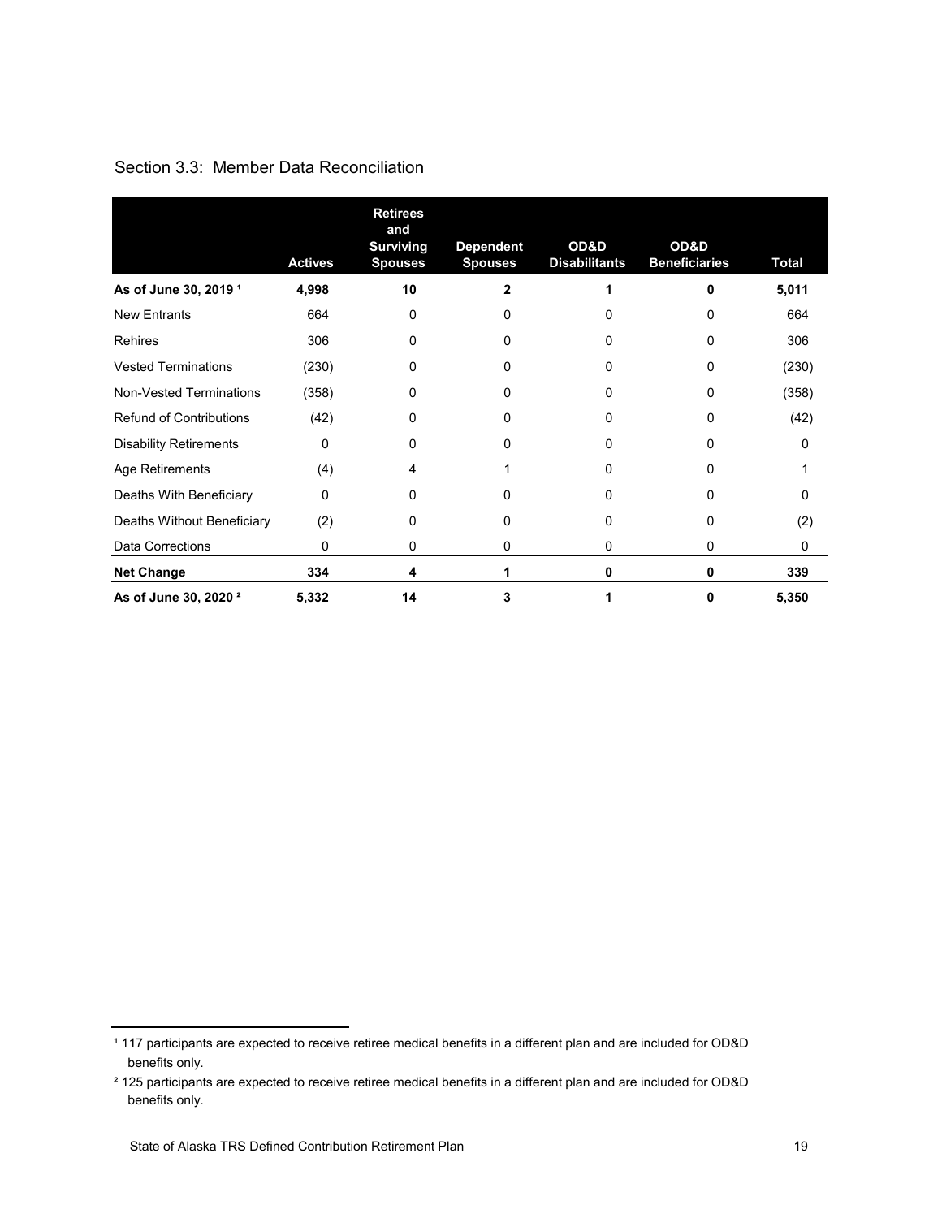## Section 3.3: Member Data Reconciliation

| | Actives | Retirees and Surviving Spouses | Dependent Spouses | OD&D Disabilitants | OD&D Beneficiaries | Total |
|---|---|---|---|---|---|---|
| **As of June 30, 2019 [1]** | **4,998** | **10** | **2** | **1** | **0** | **5,011** |
| New Entrants | 664 | 0 | 0 | 0 | 0 | 664 |
| Rehires | 306 | 0 | 0 | 0 | 0 | 306 |
| Vested Terminations | (230) | 0 | 0 | 0 | 0 | (230) |
| Non-Vested Terminations | (358) | 0 | 0 | 0 | 0 | (358) |
| Refund of Contributions | (42) | 0 | 0 | 0 | 0 | (42) |
| Disability Retirements | 0 | 0 | 0 | 0 | 0 | 0 |
| Age Retirements | (4) | 4 | 1 | 0 | 0 | 1 |
| Deaths With Beneficiary | 0 | 0 | 0 | 0 | 0 | 0 |
| Deaths Without Beneficiary | (2) | 0 | 0 | 0 | 0 | (2) |
| Data Corrections | 0 | 0 | 0 | 0 | 0 | 0 |
| **Net Change** | **334** | **4** | **1** | **0** | **0** | **339** |
| **As of June 30, 2020 [2]** | **5,332** | **14** | **3** | **1** | **0** | **5,350** |

[1] 117 participants are expected to receive retiree medical benefits in a different plan and are included for OD&D benefits only.

[2] 125 participants are expected to receive retiree medical benefits in a different plan and are included for OD&D benefits only.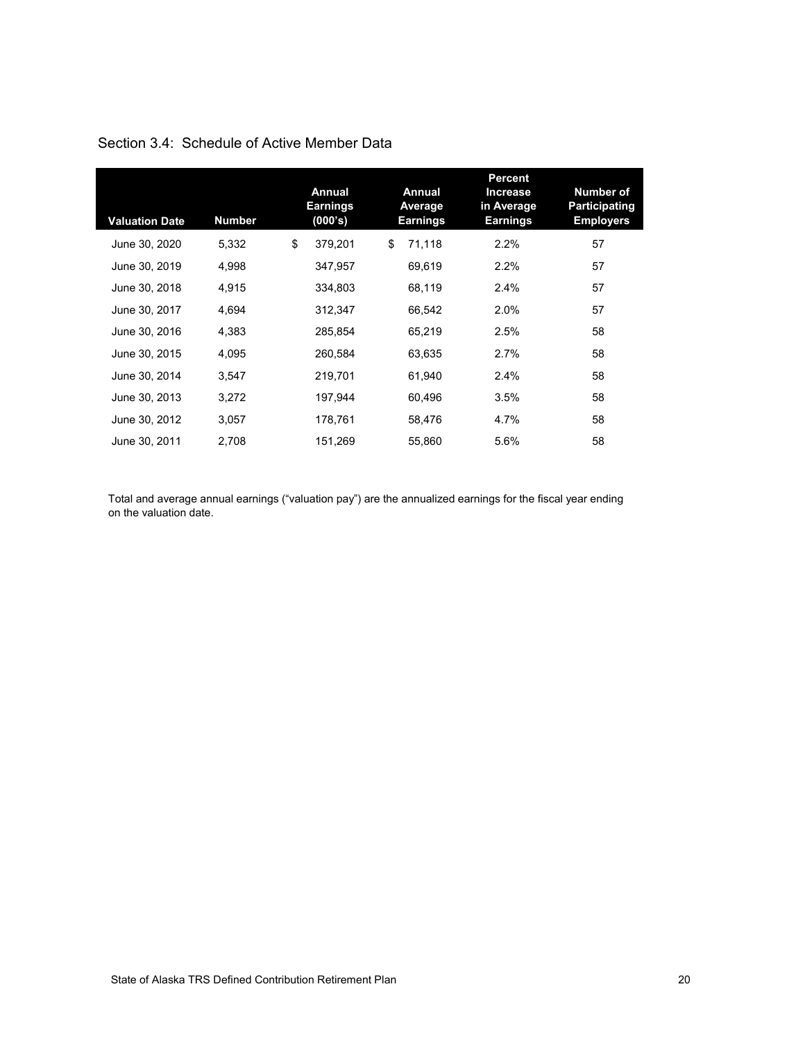## Section 3.4: Schedule of Active Member Data

| Valuation Date | Number | Annual Earnings (000's) | Annual Average Earnings | Percent Increase in Average Earnings | Number of Participating Employers |
|---|---|---|---|---|---|
| June 30, 2020 | 5,332 | $ 379,201 | $ 71,118 | 2.2% | 57 |
| June 30, 2019 | 4,998 | 347,957 | 69,619 | 2.2% | 57 |
| June 30, 2018 | 4,915 | 334,803 | 68,119 | 2.4% | 57 |
| June 30, 2017 | 4,694 | 312,347 | 66,542 | 2.0% | 57 |
| June 30, 2016 | 4,383 | 285,854 | 65,219 | 2.5% | 58 |
| June 30, 2015 | 4,095 | 260,584 | 63,635 | 2.7% | 58 |
| June 30, 2014 | 3,547 | 219,701 | 61,940 | 2.4% | 58 |
| June 30, 2013 | 3,272 | 197,944 | 60,496 | 3.5% | 58 |
| June 30, 2012 | 3,057 | 178,761 | 58,476 | 4.7% | 58 |
| June 30, 2011 | 2,708 | 151,269 | 55,860 | 5.6% | 58 |

Total and average annual earnings ("valuation pay") are the annualized earnings for the fiscal year ending on the valuation date.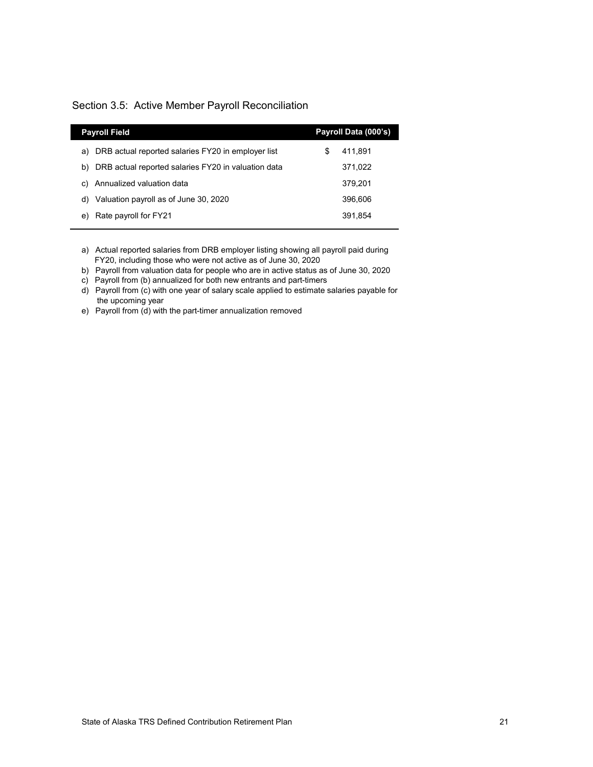## Section 3.5: Active Member Payroll Reconciliation

| Payroll Field | Payroll Data (000's) |
|---|---|
| a) DRB actual reported salaries FY20 in employer list | $ 411,891 |
| b) DRB actual reported salaries FY20 in valuation data | 371,022 |
| c) Annualized valuation data | 379,201 |
| d) Valuation payroll as of June 30, 2020 | 396,606 |
| e) Rate payroll for FY21 | 391,854 |

a) Actual reported salaries from DRB employer listing showing all payroll paid during FY20, including those who were not active as of June 30, 2020
b) Payroll from valuation data for people who are in active status as of June 30, 2020
c) Payroll from (b) annualized for both new entrants and part-timers
d) Payroll from (c) with one year of salary scale applied to estimate salaries payable for the upcoming year
e) Payroll from (d) with the part-timer annualization removed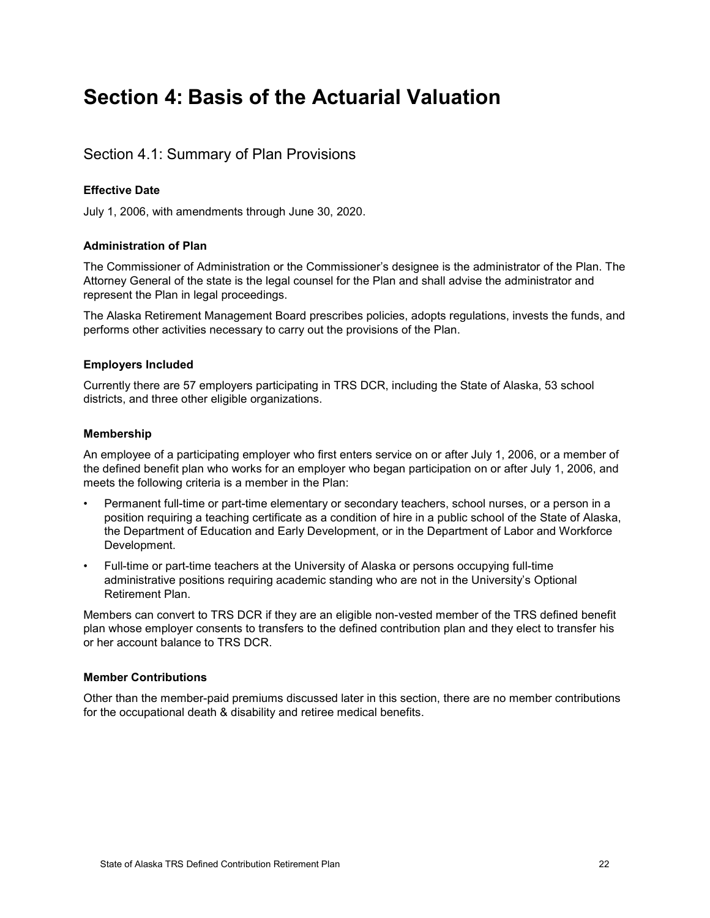# Section 4: Basis of the Actuarial Valuation

## Section 4.1: Summary of Plan Provisions

**Effective Date**

July 1, 2006, with amendments through June 30, 2020.

**Administration of Plan**

The Commissioner of Administration or the Commissioner's designee is the administrator of the Plan. The Attorney General of the state is the legal counsel for the Plan and shall advise the administrator and represent the Plan in legal proceedings.

The Alaska Retirement Management Board prescribes policies, adopts regulations, invests the funds, and performs other activities necessary to carry out the provisions of the Plan.

**Employers Included**

Currently there are 57 employers participating in TRS DCR, including the State of Alaska, 53 school districts, and three other eligible organizations.

**Membership**

An employee of a participating employer who first enters service on or after July 1, 2006, or a member of the defined benefit plan who works for an employer who began participation on or after July 1, 2006, and meets the following criteria is a member in the Plan:

- Permanent full-time or part-time elementary or secondary teachers, school nurses, or a person in a position requiring a teaching certificate as a condition of hire in a public school of the State of Alaska, the Department of Education and Early Development, or in the Department of Labor and Workforce Development.
- Full-time or part-time teachers at the University of Alaska or persons occupying full-time administrative positions requiring academic standing who are not in the University's Optional Retirement Plan.

Members can convert to TRS DCR if they are an eligible non-vested member of the TRS defined benefit plan whose employer consents to transfers to the defined contribution plan and they elect to transfer his or her account balance to TRS DCR.

**Member Contributions**

Other than the member-paid premiums discussed later in this section, there are no member contributions for the occupational death & disability and retiree medical benefits.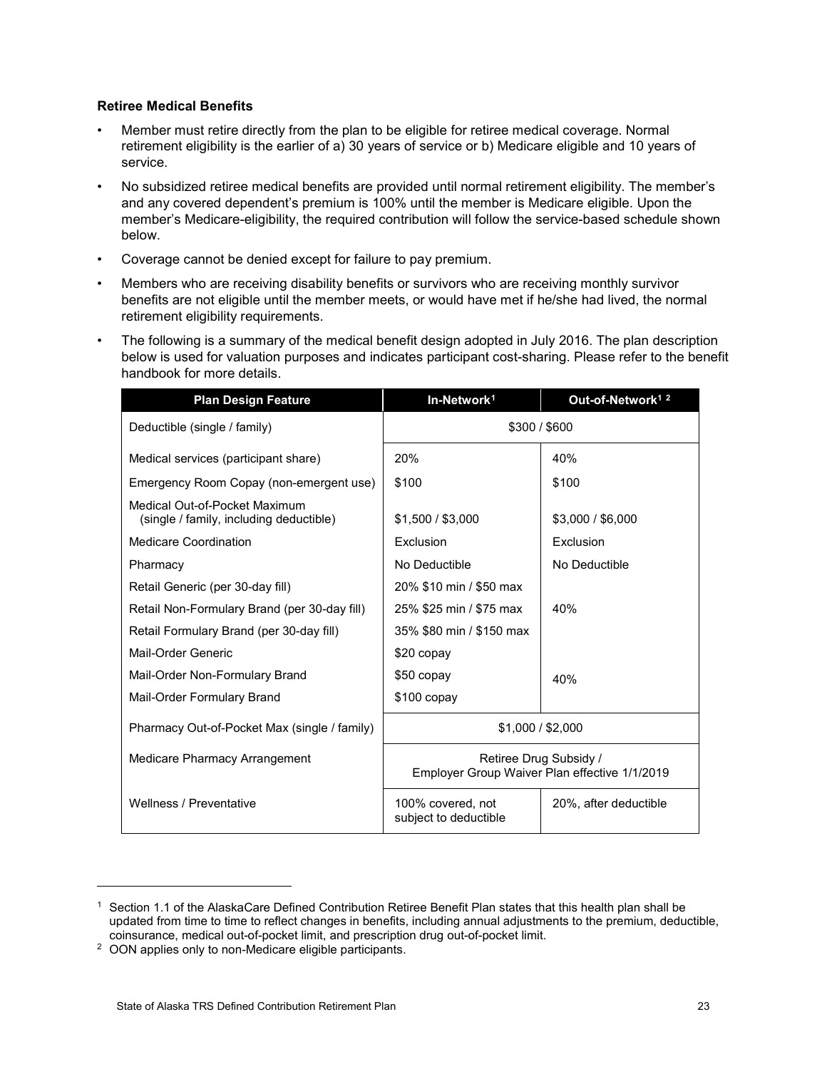**Retiree Medical Benefits**

- Member must retire directly from the plan to be eligible for retiree medical coverage. Normal retirement eligibility is the earlier of a) 30 years of service or b) Medicare eligible and 10 years of service.
- No subsidized retiree medical benefits are provided until normal retirement eligibility. The member's and any covered dependent's premium is 100% until the member is Medicare eligible. Upon the member's Medicare-eligibility, the required contribution will follow the service-based schedule shown below.
- Coverage cannot be denied except for failure to pay premium.
- Members who are receiving disability benefits or survivors who are receiving monthly survivor benefits are not eligible until the member meets, or would have met if he/she had lived, the normal retirement eligibility requirements.
- The following is a summary of the medical benefit design adopted in July 2016. The plan description below is used for valuation purposes and indicates participant cost-sharing. Please refer to the benefit handbook for more details.

| Plan Design Feature | In-Network[1] | Out-of-Network[1 2] |
|---|---|---|
| Deductible (single / family) | $300 / $600 | |
| Medical services (participant share) | 20% | 40% |
| Emergency Room Copay (non-emergent use) | $100 | $100 |
| Medical Out-of-Pocket Maximum (single / family, including deductible) | $1,500 / $3,000 | $3,000 / $6,000 |
| Medicare Coordination | Exclusion | Exclusion |
| Pharmacy | No Deductible | No Deductible |
| Retail Generic (per 30-day fill) | 20% $10 min / $50 max | 40% |
| Retail Non-Formulary Brand (per 30-day fill) | 25% $25 min / $75 max | |
| Retail Formulary Brand (per 30-day fill) | 35% $80 min / $150 max | |
| Mail-Order Generic | $20 copay | 40% |
| Mail-Order Non-Formulary Brand | $50 copay | |
| Mail-Order Formulary Brand | $100 copay | |
| Pharmacy Out-of-Pocket Max (single / family) | $1,000 / $2,000 | |
| Medicare Pharmacy Arrangement | Retiree Drug Subsidy / Employer Group Waiver Plan effective 1/1/2019 | |
| Wellness / Preventative | 100% covered, not subject to deductible | 20%, after deductible |

[1] Section 1.1 of the AlaskaCare Defined Contribution Retiree Benefit Plan states that this health plan shall be updated from time to time to reflect changes in benefits, including annual adjustments to the premium, deductible, coinsurance, medical out-of-pocket limit, and prescription drug out-of-pocket limit.

[2] OON applies only to non-Medicare eligible participants.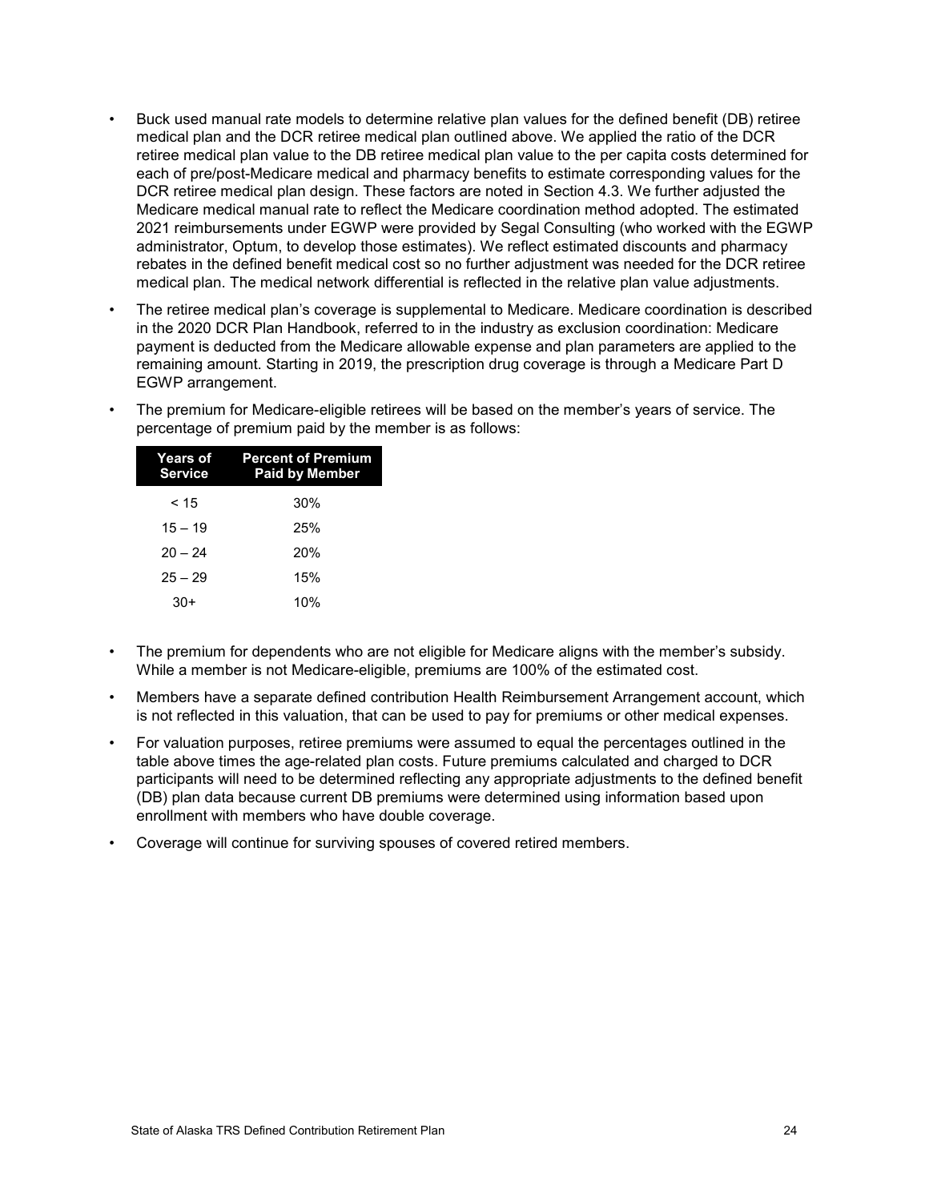- Buck used manual rate models to determine relative plan values for the defined benefit (DB) retiree medical plan and the DCR retiree medical plan outlined above. We applied the ratio of the DCR retiree medical plan value to the DB retiree medical plan value to the per capita costs determined for each of pre/post-Medicare medical and pharmacy benefits to estimate corresponding values for the DCR retiree medical plan design. These factors are noted in Section 4.3. We further adjusted the Medicare medical manual rate to reflect the Medicare coordination method adopted. The estimated 2021 reimbursements under EGWP were provided by Segal Consulting (who worked with the EGWP administrator, Optum, to develop those estimates). We reflect estimated discounts and pharmacy rebates in the defined benefit medical cost so no further adjustment was needed for the DCR retiree medical plan. The medical network differential is reflected in the relative plan value adjustments.
- The retiree medical plan's coverage is supplemental to Medicare. Medicare coordination is described in the 2020 DCR Plan Handbook, referred to in the industry as exclusion coordination: Medicare payment is deducted from the Medicare allowable expense and plan parameters are applied to the remaining amount. Starting in 2019, the prescription drug coverage is through a Medicare Part D EGWP arrangement.
- The premium for Medicare-eligible retirees will be based on the member's years of service. The percentage of premium paid by the member is as follows:

| Years of Service | Percent of Premium Paid by Member |
|---|---|
| < 15 | 30% |
| 15 – 19 | 25% |
| 20 – 24 | 20% |
| 25 – 29 | 15% |
| 30+ | 10% |

- The premium for dependents who are not eligible for Medicare aligns with the member's subsidy. While a member is not Medicare-eligible, premiums are 100% of the estimated cost.
- Members have a separate defined contribution Health Reimbursement Arrangement account, which is not reflected in this valuation, that can be used to pay for premiums or other medical expenses.
- For valuation purposes, retiree premiums were assumed to equal the percentages outlined in the table above times the age-related plan costs. Future premiums calculated and charged to DCR participants will need to be determined reflecting any appropriate adjustments to the defined benefit (DB) plan data because current DB premiums were determined using information based upon enrollment with members who have double coverage.
- Coverage will continue for surviving spouses of covered retired members.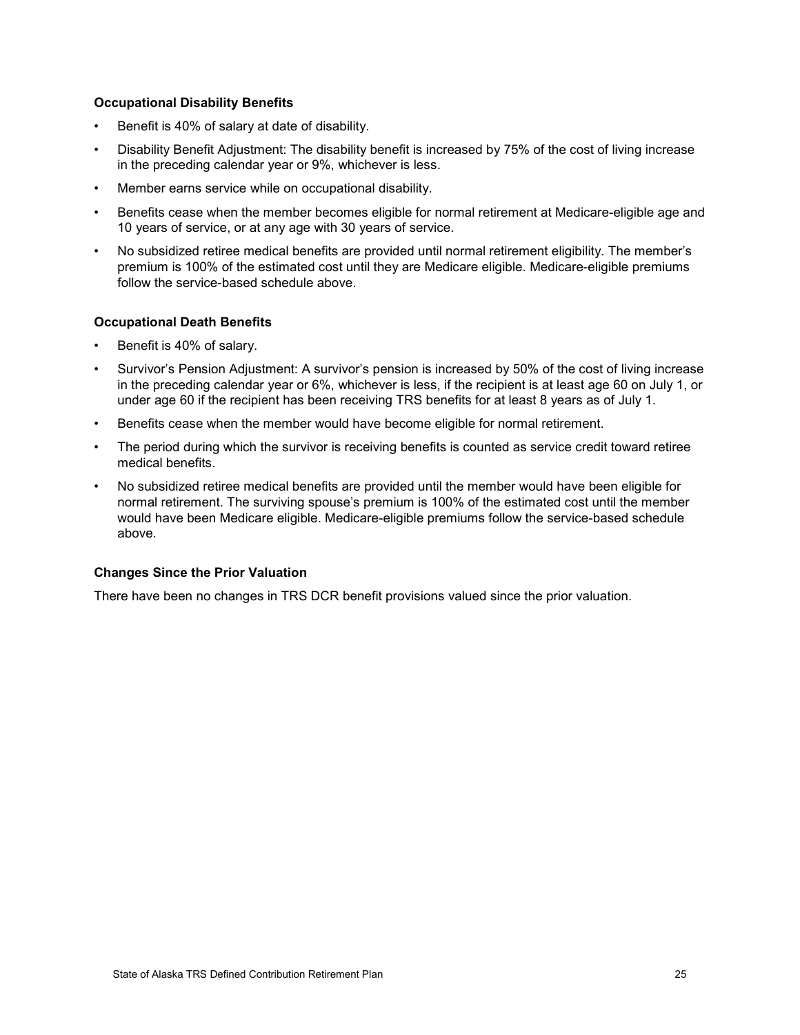### Occupational Disability Benefits

- Benefit is 40% of salary at date of disability.
- Disability Benefit Adjustment: The disability benefit is increased by 75% of the cost of living increase in the preceding calendar year or 9%, whichever is less.
- Member earns service while on occupational disability.
- Benefits cease when the member becomes eligible for normal retirement at Medicare-eligible age and 10 years of service, or at any age with 30 years of service.
- No subsidized retiree medical benefits are provided until normal retirement eligibility. The member's premium is 100% of the estimated cost until they are Medicare eligible. Medicare-eligible premiums follow the service-based schedule above.

### Occupational Death Benefits

- Benefit is 40% of salary.
- Survivor's Pension Adjustment: A survivor's pension is increased by 50% of the cost of living increase in the preceding calendar year or 6%, whichever is less, if the recipient is at least age 60 on July 1, or under age 60 if the recipient has been receiving TRS benefits for at least 8 years as of July 1.
- Benefits cease when the member would have become eligible for normal retirement.
- The period during which the survivor is receiving benefits is counted as service credit toward retiree medical benefits.
- No subsidized retiree medical benefits are provided until the member would have been eligible for normal retirement. The surviving spouse's premium is 100% of the estimated cost until the member would have been Medicare eligible. Medicare-eligible premiums follow the service-based schedule above.

### Changes Since the Prior Valuation

There have been no changes in TRS DCR benefit provisions valued since the prior valuation.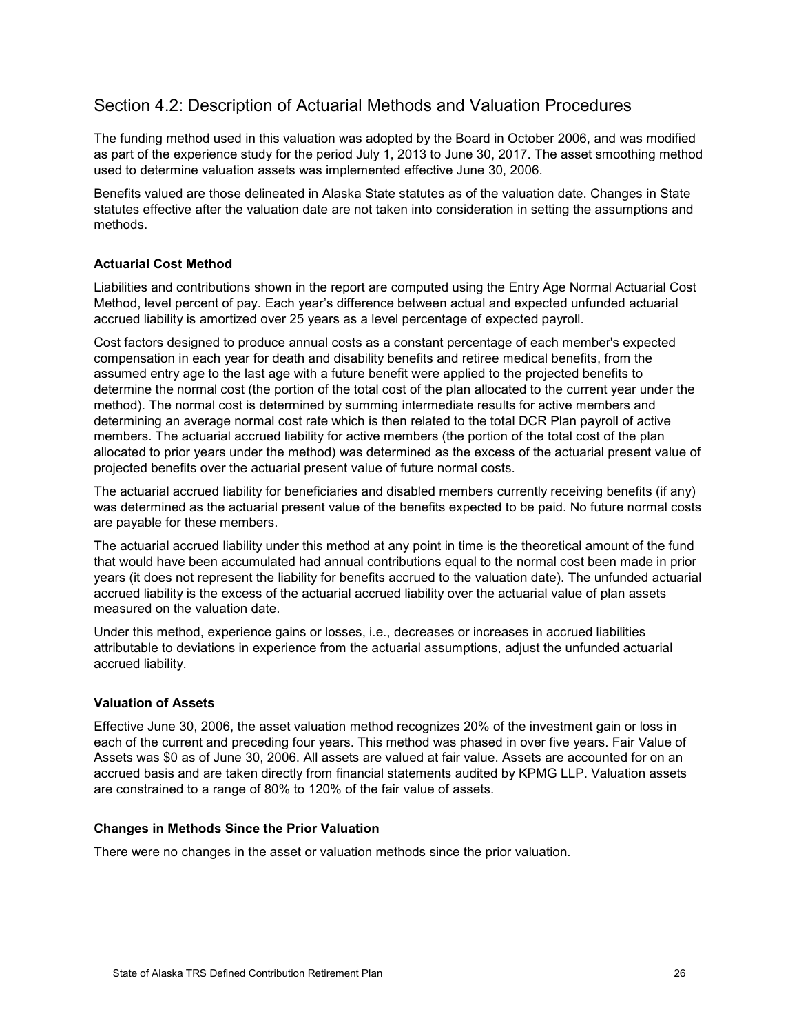## Section 4.2: Description of Actuarial Methods and Valuation Procedures

The funding method used in this valuation was adopted by the Board in October 2006, and was modified as part of the experience study for the period July 1, 2013 to June 30, 2017. The asset smoothing method used to determine valuation assets was implemented effective June 30, 2006.

Benefits valued are those delineated in Alaska State statutes as of the valuation date. Changes in State statutes effective after the valuation date are not taken into consideration in setting the assumptions and methods.

### Actuarial Cost Method

Liabilities and contributions shown in the report are computed using the Entry Age Normal Actuarial Cost Method, level percent of pay. Each year's difference between actual and expected unfunded actuarial accrued liability is amortized over 25 years as a level percentage of expected payroll.

Cost factors designed to produce annual costs as a constant percentage of each member's expected compensation in each year for death and disability benefits and retiree medical benefits, from the assumed entry age to the last age with a future benefit were applied to the projected benefits to determine the normal cost (the portion of the total cost of the plan allocated to the current year under the method). The normal cost is determined by summing intermediate results for active members and determining an average normal cost rate which is then related to the total DCR Plan payroll of active members. The actuarial accrued liability for active members (the portion of the total cost of the plan allocated to prior years under the method) was determined as the excess of the actuarial present value of projected benefits over the actuarial present value of future normal costs.

The actuarial accrued liability for beneficiaries and disabled members currently receiving benefits (if any) was determined as the actuarial present value of the benefits expected to be paid. No future normal costs are payable for these members.

The actuarial accrued liability under this method at any point in time is the theoretical amount of the fund that would have been accumulated had annual contributions equal to the normal cost been made in prior years (it does not represent the liability for benefits accrued to the valuation date). The unfunded actuarial accrued liability is the excess of the actuarial accrued liability over the actuarial value of plan assets measured on the valuation date.

Under this method, experience gains or losses, i.e., decreases or increases in accrued liabilities attributable to deviations in experience from the actuarial assumptions, adjust the unfunded actuarial accrued liability.

### Valuation of Assets

Effective June 30, 2006, the asset valuation method recognizes 20% of the investment gain or loss in each of the current and preceding four years. This method was phased in over five years. Fair Value of Assets was $0 as of June 30, 2006. All assets are valued at fair value. Assets are accounted for on an accrued basis and are taken directly from financial statements audited by KPMG LLP. Valuation assets are constrained to a range of 80% to 120% of the fair value of assets.

### Changes in Methods Since the Prior Valuation

There were no changes in the asset or valuation methods since the prior valuation.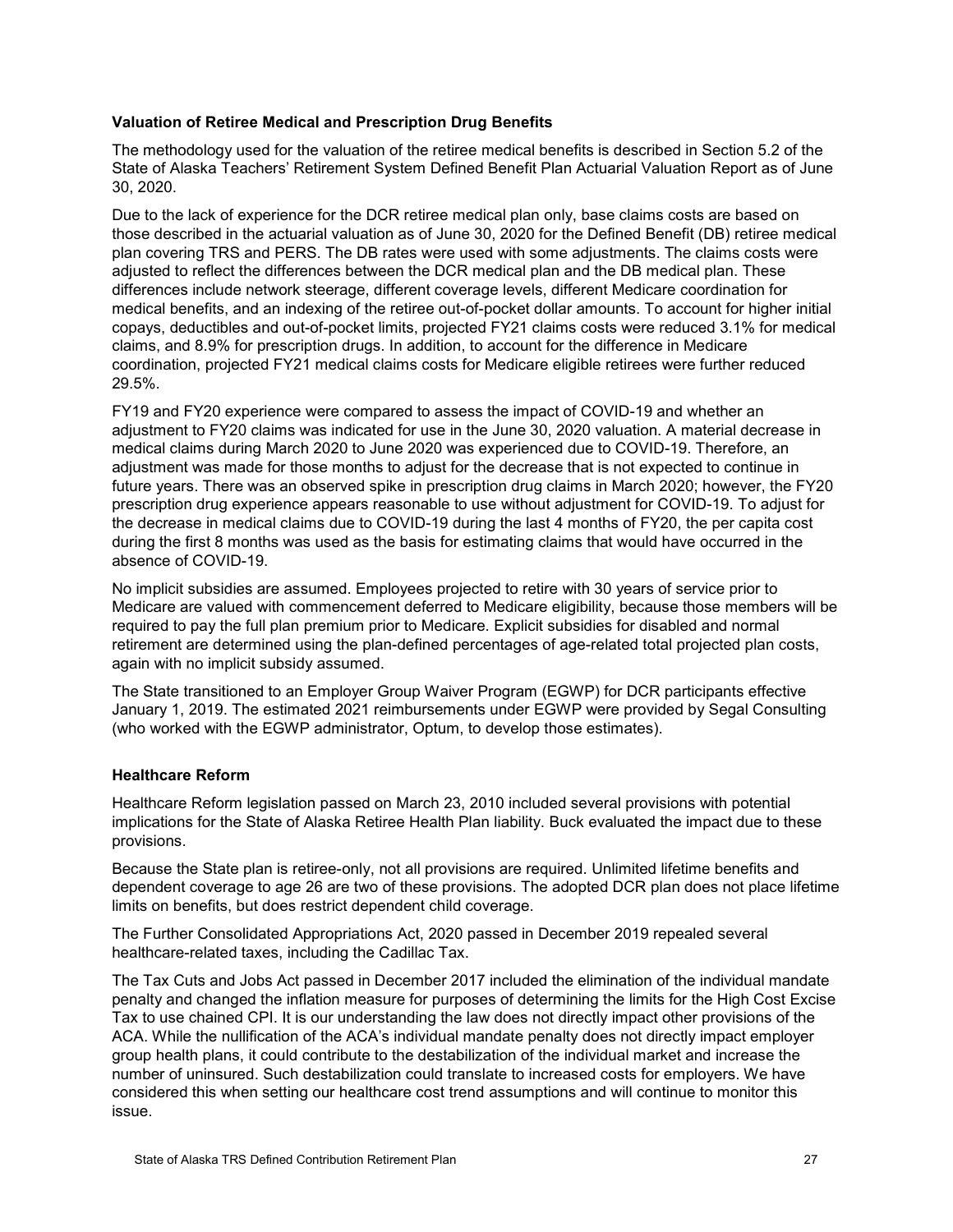### Valuation of Retiree Medical and Prescription Drug Benefits

The methodology used for the valuation of the retiree medical benefits is described in Section 5.2 of the State of Alaska Teachers' Retirement System Defined Benefit Plan Actuarial Valuation Report as of June 30, 2020.

Due to the lack of experience for the DCR retiree medical plan only, base claims costs are based on those described in the actuarial valuation as of June 30, 2020 for the Defined Benefit (DB) retiree medical plan covering TRS and PERS. The DB rates were used with some adjustments. The claims costs were adjusted to reflect the differences between the DCR medical plan and the DB medical plan. These differences include network steerage, different coverage levels, different Medicare coordination for medical benefits, and an indexing of the retiree out-of-pocket dollar amounts. To account for higher initial copays, deductibles and out-of-pocket limits, projected FY21 claims costs were reduced 3.1% for medical claims, and 8.9% for prescription drugs. In addition, to account for the difference in Medicare coordination, projected FY21 medical claims costs for Medicare eligible retirees were further reduced 29.5%.

FY19 and FY20 experience were compared to assess the impact of COVID-19 and whether an adjustment to FY20 claims was indicated for use in the June 30, 2020 valuation. A material decrease in medical claims during March 2020 to June 2020 was experienced due to COVID-19. Therefore, an adjustment was made for those months to adjust for the decrease that is not expected to continue in future years. There was an observed spike in prescription drug claims in March 2020; however, the FY20 prescription drug experience appears reasonable to use without adjustment for COVID-19. To adjust for the decrease in medical claims due to COVID-19 during the last 4 months of FY20, the per capita cost during the first 8 months was used as the basis for estimating claims that would have occurred in the absence of COVID-19.

No implicit subsidies are assumed. Employees projected to retire with 30 years of service prior to Medicare are valued with commencement deferred to Medicare eligibility, because those members will be required to pay the full plan premium prior to Medicare. Explicit subsidies for disabled and normal retirement are determined using the plan-defined percentages of age-related total projected plan costs, again with no implicit subsidy assumed.

The State transitioned to an Employer Group Waiver Program (EGWP) for DCR participants effective January 1, 2019. The estimated 2021 reimbursements under EGWP were provided by Segal Consulting (who worked with the EGWP administrator, Optum, to develop those estimates).

### Healthcare Reform

Healthcare Reform legislation passed on March 23, 2010 included several provisions with potential implications for the State of Alaska Retiree Health Plan liability. Buck evaluated the impact due to these provisions.

Because the State plan is retiree-only, not all provisions are required. Unlimited lifetime benefits and dependent coverage to age 26 are two of these provisions. The adopted DCR plan does not place lifetime limits on benefits, but does restrict dependent child coverage.

The Further Consolidated Appropriations Act, 2020 passed in December 2019 repealed several healthcare-related taxes, including the Cadillac Tax.

The Tax Cuts and Jobs Act passed in December 2017 included the elimination of the individual mandate penalty and changed the inflation measure for purposes of determining the limits for the High Cost Excise Tax to use chained CPI. It is our understanding the law does not directly impact other provisions of the ACA. While the nullification of the ACA's individual mandate penalty does not directly impact employer group health plans, it could contribute to the destabilization of the individual market and increase the number of uninsured. Such destabilization could translate to increased costs for employers. We have considered this when setting our healthcare cost trend assumptions and will continue to monitor this issue.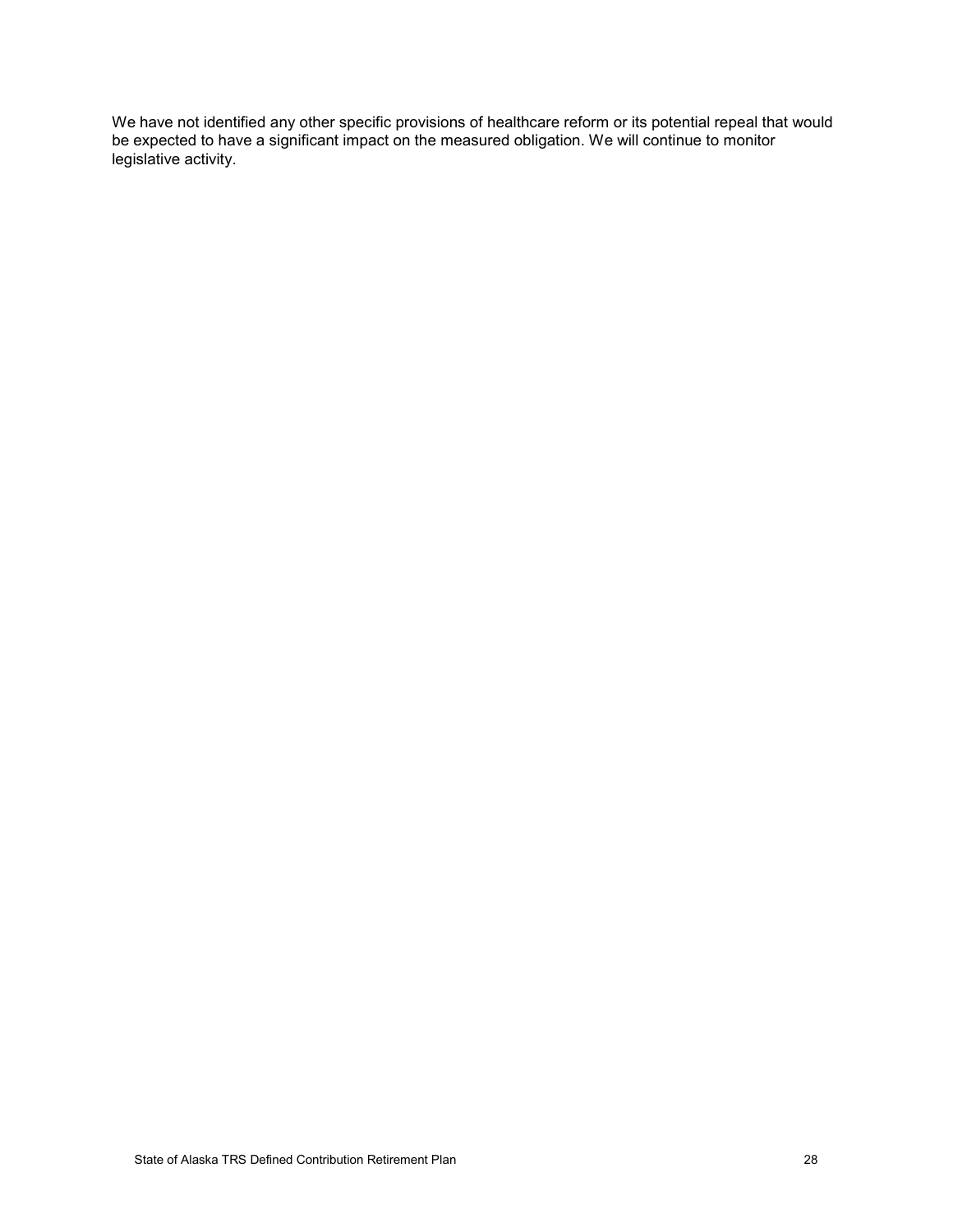We have not identified any other specific provisions of healthcare reform or its potential repeal that would be expected to have a significant impact on the measured obligation. We will continue to monitor legislative activity.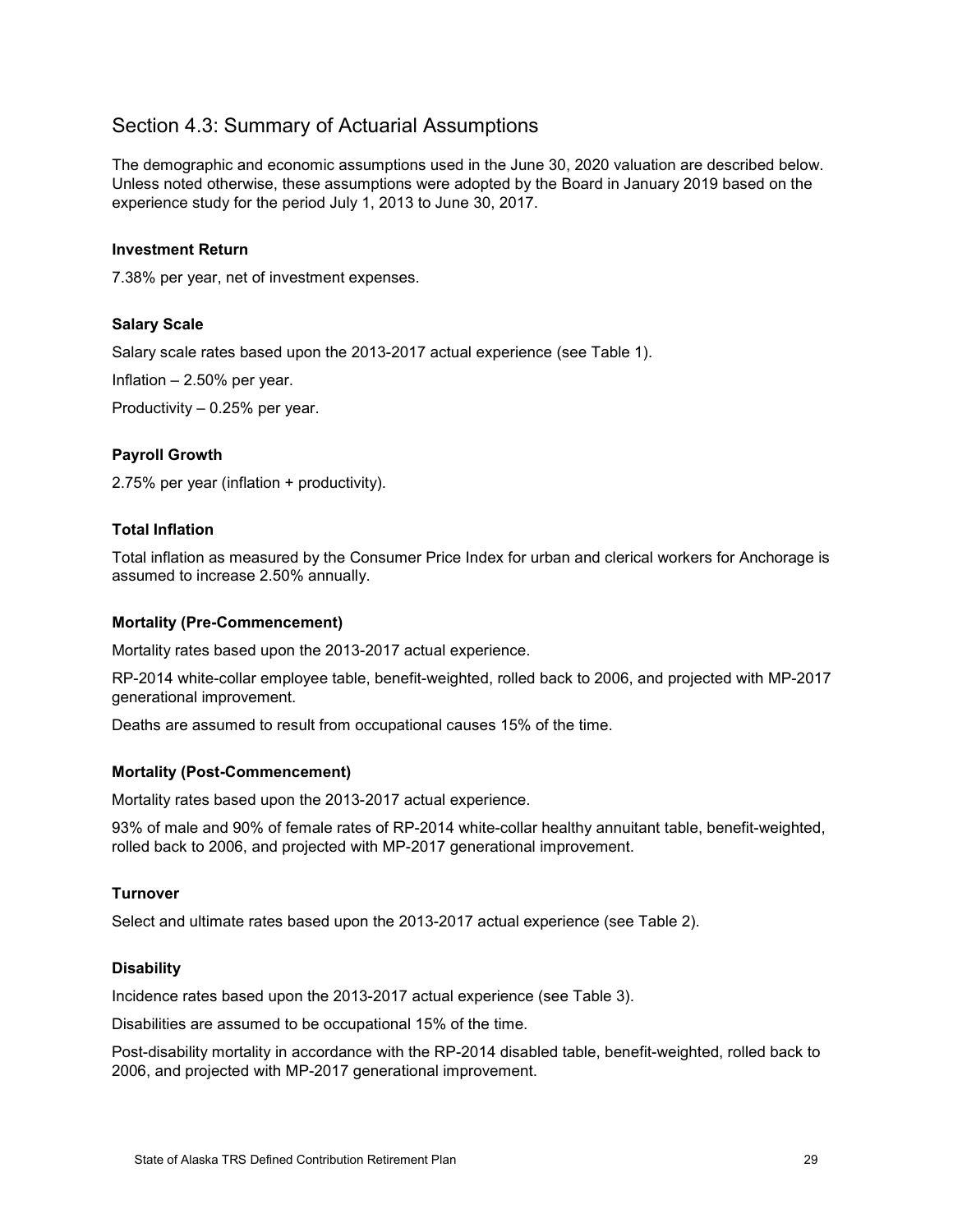## Section 4.3: Summary of Actuarial Assumptions

The demographic and economic assumptions used in the June 30, 2020 valuation are described below. Unless noted otherwise, these assumptions were adopted by the Board in January 2019 based on the experience study for the period July 1, 2013 to June 30, 2017.

**Investment Return**

7.38% per year, net of investment expenses.

**Salary Scale**

Salary scale rates based upon the 2013-2017 actual experience (see Table 1).

Inflation – 2.50% per year.

Productivity – 0.25% per year.

**Payroll Growth**

2.75% per year (inflation + productivity).

**Total Inflation**

Total inflation as measured by the Consumer Price Index for urban and clerical workers for Anchorage is assumed to increase 2.50% annually.

**Mortality (Pre-Commencement)**

Mortality rates based upon the 2013-2017 actual experience.

RP-2014 white-collar employee table, benefit-weighted, rolled back to 2006, and projected with MP-2017 generational improvement.

Deaths are assumed to result from occupational causes 15% of the time.

**Mortality (Post-Commencement)**

Mortality rates based upon the 2013-2017 actual experience.

93% of male and 90% of female rates of RP-2014 white-collar healthy annuitant table, benefit-weighted, rolled back to 2006, and projected with MP-2017 generational improvement.

**Turnover**

Select and ultimate rates based upon the 2013-2017 actual experience (see Table 2).

**Disability**

Incidence rates based upon the 2013-2017 actual experience (see Table 3).

Disabilities are assumed to be occupational 15% of the time.

Post-disability mortality in accordance with the RP-2014 disabled table, benefit-weighted, rolled back to 2006, and projected with MP-2017 generational improvement.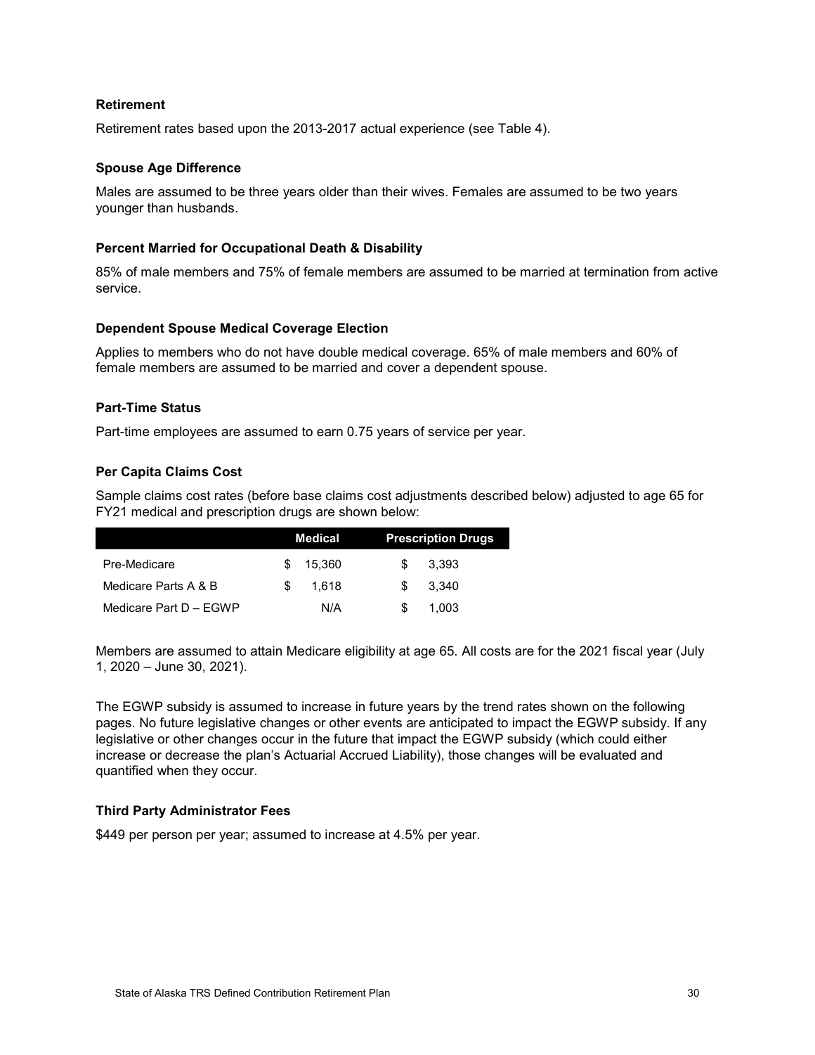**Retirement**

Retirement rates based upon the 2013-2017 actual experience (see Table 4).

**Spouse Age Difference**

Males are assumed to be three years older than their wives. Females are assumed to be two years younger than husbands.

**Percent Married for Occupational Death & Disability**

85% of male members and 75% of female members are assumed to be married at termination from active service.

**Dependent Spouse Medical Coverage Election**

Applies to members who do not have double medical coverage. 65% of male members and 60% of female members are assumed to be married and cover a dependent spouse.

**Part-Time Status**

Part-time employees are assumed to earn 0.75 years of service per year.

**Per Capita Claims Cost**

Sample claims cost rates (before base claims cost adjustments described below) adjusted to age 65 for FY21 medical and prescription drugs are shown below:

| | Medical | Prescription Drugs |
|---|---|---|
| Pre-Medicare | $ 15,360 | $ 3,393 |
| Medicare Parts A & B | $ 1,618 | $ 3,340 |
| Medicare Part D – EGWP | N/A | $ 1,003 |

Members are assumed to attain Medicare eligibility at age 65. All costs are for the 2021 fiscal year (July 1, 2020 – June 30, 2021).

The EGWP subsidy is assumed to increase in future years by the trend rates shown on the following pages. No future legislative changes or other events are anticipated to impact the EGWP subsidy. If any legislative or other changes occur in the future that impact the EGWP subsidy (which could either increase or decrease the plan's Actuarial Accrued Liability), those changes will be evaluated and quantified when they occur.

**Third Party Administrator Fees**

$449 per person per year; assumed to increase at 4.5% per year.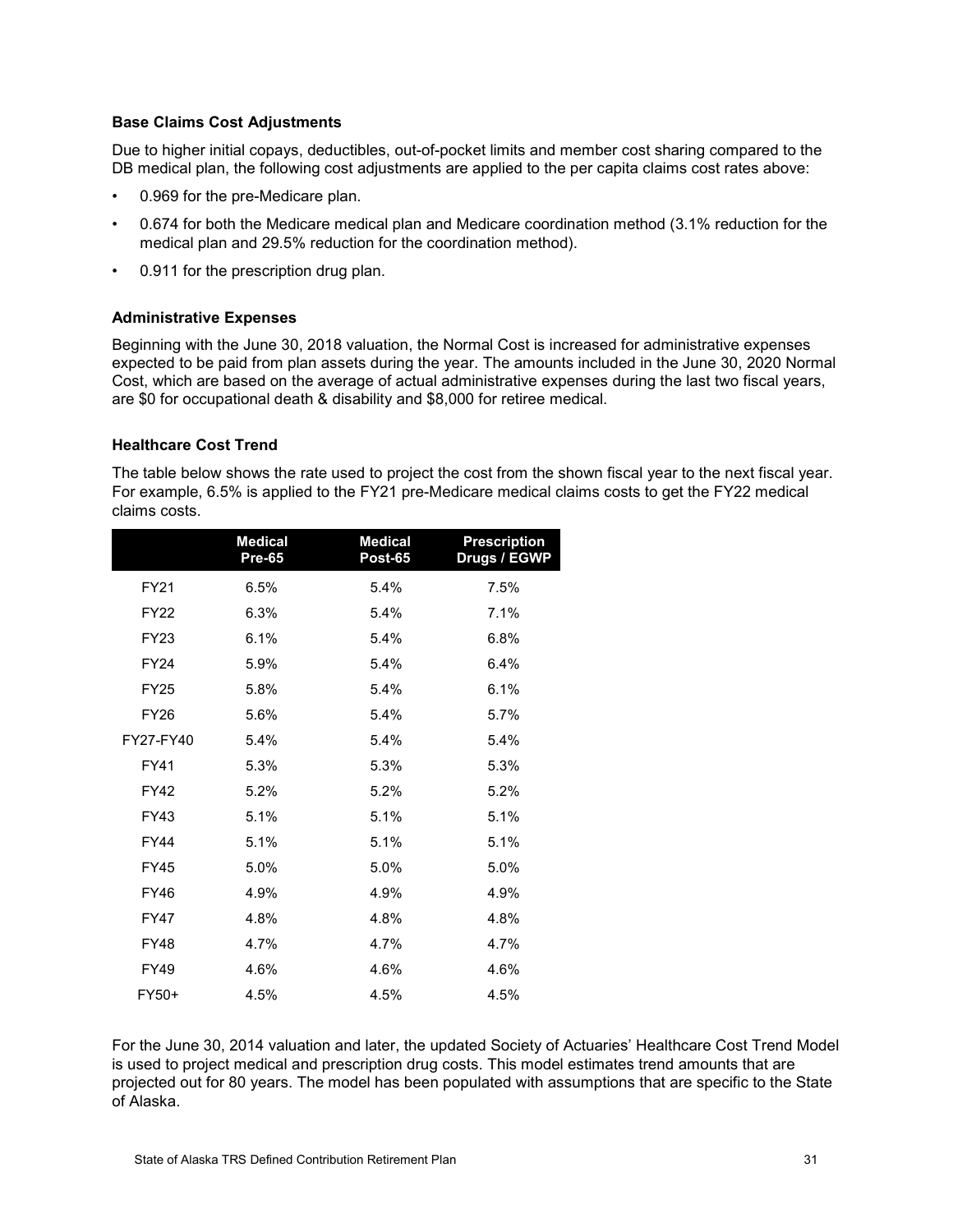### Base Claims Cost Adjustments

Due to higher initial copays, deductibles, out-of-pocket limits and member cost sharing compared to the DB medical plan, the following cost adjustments are applied to the per capita claims cost rates above:

- 0.969 for the pre-Medicare plan.
- 0.674 for both the Medicare medical plan and Medicare coordination method (3.1% reduction for the medical plan and 29.5% reduction for the coordination method).
- 0.911 for the prescription drug plan.

### Administrative Expenses

Beginning with the June 30, 2018 valuation, the Normal Cost is increased for administrative expenses expected to be paid from plan assets during the year. The amounts included in the June 30, 2020 Normal Cost, which are based on the average of actual administrative expenses during the last two fiscal years, are $0 for occupational death & disability and $8,000 for retiree medical.

### Healthcare Cost Trend

The table below shows the rate used to project the cost from the shown fiscal year to the next fiscal year. For example, 6.5% is applied to the FY21 pre-Medicare medical claims costs to get the FY22 medical claims costs.

| | Medical Pre-65 | Medical Post-65 | Prescription Drugs / EGWP |
|---|---|---|---|
| FY21 | 6.5% | 5.4% | 7.5% |
| FY22 | 6.3% | 5.4% | 7.1% |
| FY23 | 6.1% | 5.4% | 6.8% |
| FY24 | 5.9% | 5.4% | 6.4% |
| FY25 | 5.8% | 5.4% | 6.1% |
| FY26 | 5.6% | 5.4% | 5.7% |
| FY27-FY40 | 5.4% | 5.4% | 5.4% |
| FY41 | 5.3% | 5.3% | 5.3% |
| FY42 | 5.2% | 5.2% | 5.2% |
| FY43 | 5.1% | 5.1% | 5.1% |
| FY44 | 5.1% | 5.1% | 5.1% |
| FY45 | 5.0% | 5.0% | 5.0% |
| FY46 | 4.9% | 4.9% | 4.9% |
| FY47 | 4.8% | 4.8% | 4.8% |
| FY48 | 4.7% | 4.7% | 4.7% |
| FY49 | 4.6% | 4.6% | 4.6% |
| FY50+ | 4.5% | 4.5% | 4.5% |

For the June 30, 2014 valuation and later, the updated Society of Actuaries' Healthcare Cost Trend Model is used to project medical and prescription drug costs. This model estimates trend amounts that are projected out for 80 years. The model has been populated with assumptions that are specific to the State of Alaska.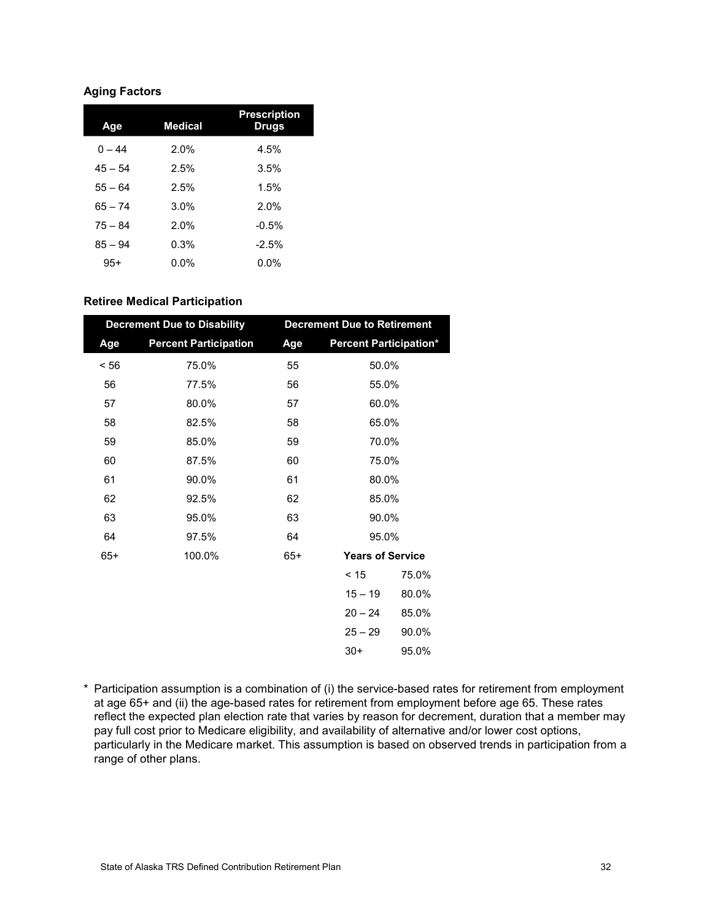### Aging Factors

| Age | Medical | Prescription Drugs |
|---|---|---|
| 0 – 44 | 2.0% | 4.5% |
| 45 – 54 | 2.5% | 3.5% |
| 55 – 64 | 2.5% | 1.5% |
| 65 – 74 | 3.0% | 2.0% |
| 75 – 84 | 2.0% | -0.5% |
| 85 – 94 | 0.3% | -2.5% |
| 95+ | 0.0% | 0.0% |

### Retiree Medical Participation

| Decrement Due to Disability | | Decrement Due to Retirement | | |
|---|---|---|---|---|
| Age | Percent Participation | Age | Percent Participation* | |
| < 56 | 75.0% | 55 | 50.0% | |
| 56 | 77.5% | 56 | 55.0% | |
| 57 | 80.0% | 57 | 60.0% | |
| 58 | 82.5% | 58 | 65.0% | |
| 59 | 85.0% | 59 | 70.0% | |
| 60 | 87.5% | 60 | 75.0% | |
| 61 | 90.0% | 61 | 80.0% | |
| 62 | 92.5% | 62 | 85.0% | |
| 63 | 95.0% | 63 | 90.0% | |
| 64 | 97.5% | 64 | 95.0% | |
| 65+ | 100.0% | 65+ | **Years of Service** | |
| | | | < 15 | 75.0% |
| | | | 15 – 19 | 80.0% |
| | | | 20 – 24 | 85.0% |
| | | | 25 – 29 | 90.0% |
| | | | 30+ | 95.0% |

\* Participation assumption is a combination of (i) the service-based rates for retirement from employment at age 65+ and (ii) the age-based rates for retirement from employment before age 65. These rates reflect the expected plan election rate that varies by reason for decrement, duration that a member may pay full cost prior to Medicare eligibility, and availability of alternative and/or lower cost options, particularly in the Medicare market. This assumption is based on observed trends in participation from a range of other plans.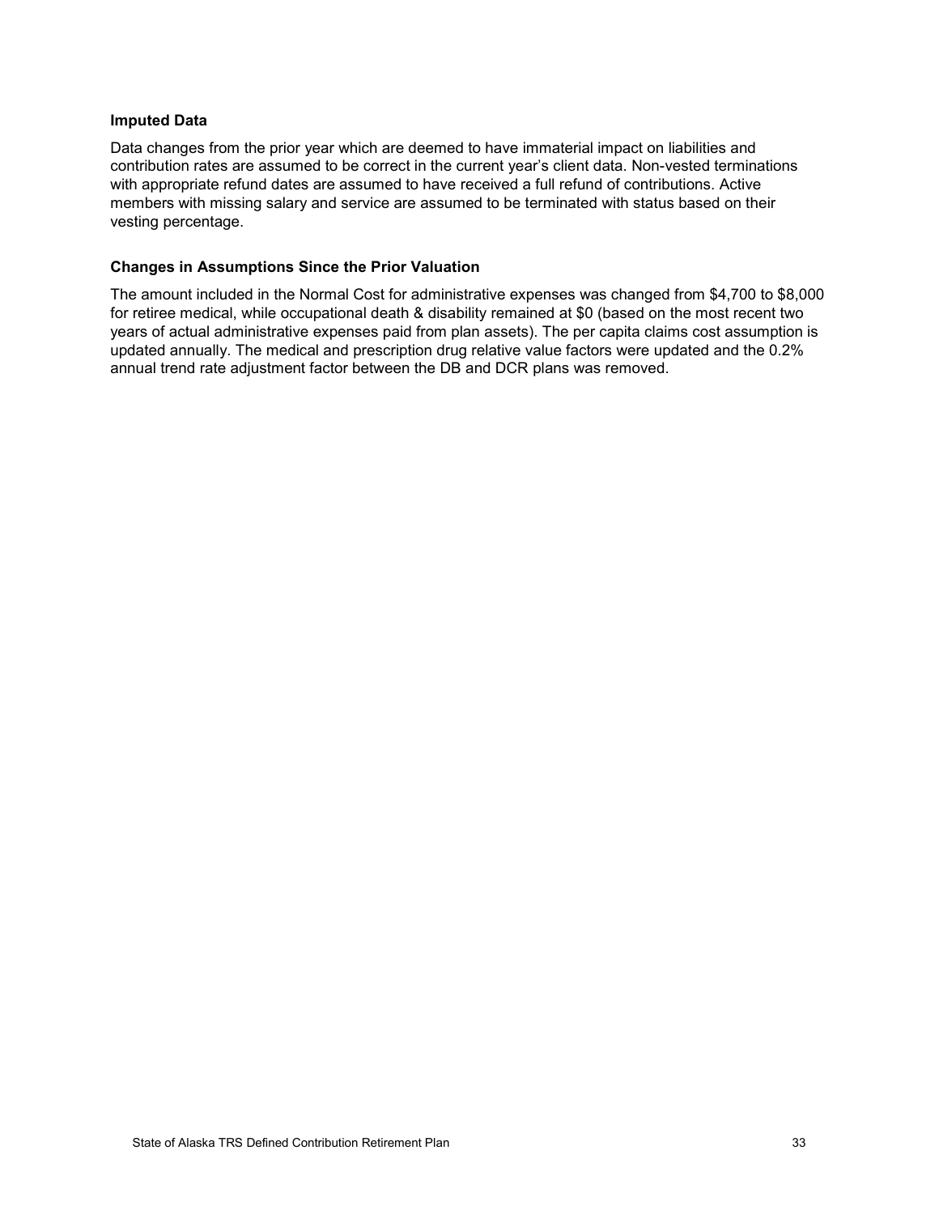### Imputed Data

Data changes from the prior year which are deemed to have immaterial impact on liabilities and contribution rates are assumed to be correct in the current year's client data. Non-vested terminations with appropriate refund dates are assumed to have received a full refund of contributions. Active members with missing salary and service are assumed to be terminated with status based on their vesting percentage.

### Changes in Assumptions Since the Prior Valuation

The amount included in the Normal Cost for administrative expenses was changed from $4,700 to $8,000 for retiree medical, while occupational death & disability remained at $0 (based on the most recent two years of actual administrative expenses paid from plan assets). The per capita claims cost assumption is updated annually. The medical and prescription drug relative value factors were updated and the 0.2% annual trend rate adjustment factor between the DB and DCR plans was removed.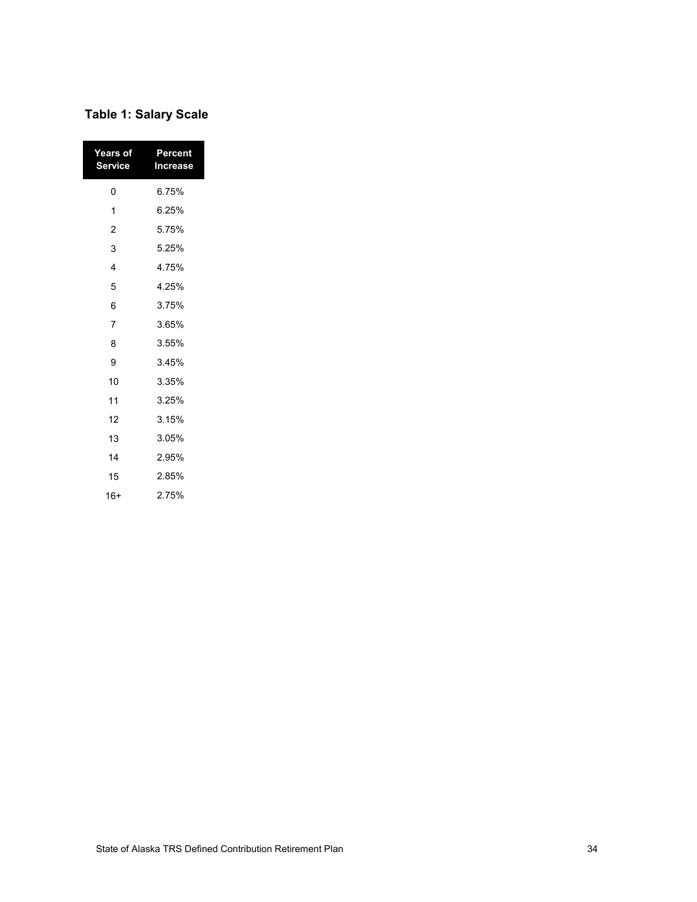### Table 1: Salary Scale

| Years of Service | Percent Increase |
|---|---|
| 0 | 6.75% |
| 1 | 6.25% |
| 2 | 5.75% |
| 3 | 5.25% |
| 4 | 4.75% |
| 5 | 4.25% |
| 6 | 3.75% |
| 7 | 3.65% |
| 8 | 3.55% |
| 9 | 3.45% |
| 10 | 3.35% |
| 11 | 3.25% |
| 12 | 3.15% |
| 13 | 3.05% |
| 14 | 2.95% |
| 15 | 2.85% |
| 16+ | 2.75% |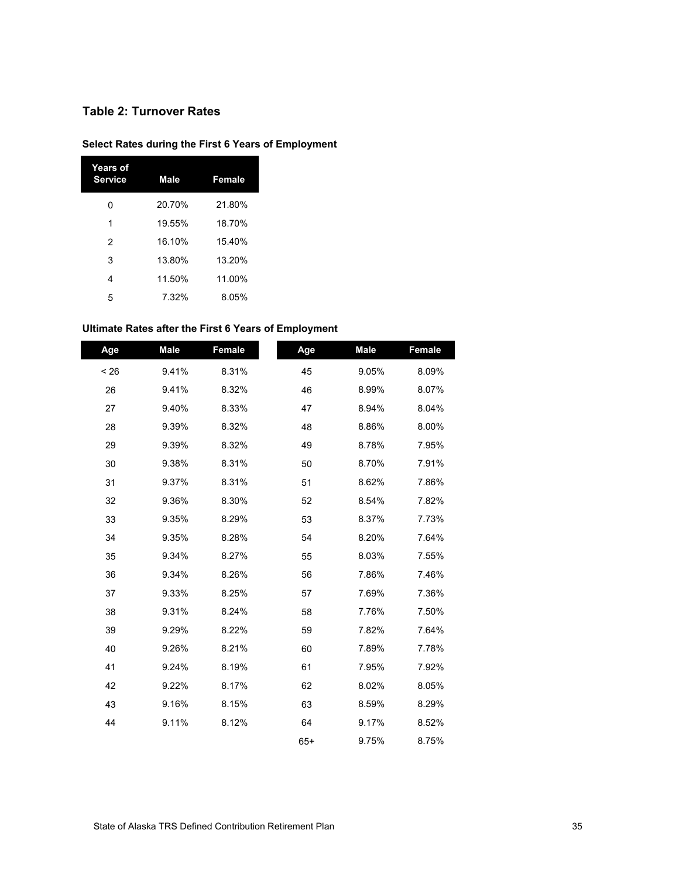## Table 2: Turnover Rates

### Select Rates during the First 6 Years of Employment

| Years of Service | Male | Female |
|---|---|---|
| 0 | 20.70% | 21.80% |
| 1 | 19.55% | 18.70% |
| 2 | 16.10% | 15.40% |
| 3 | 13.80% | 13.20% |
| 4 | 11.50% | 11.00% |
| 5 | 7.32% | 8.05% |

### Ultimate Rates after the First 6 Years of Employment

| Age | Male | Female | Age | Male | Female |
|---|---|---|---|---|---|
| < 26 | 9.41% | 8.31% | 45 | 9.05% | 8.09% |
| 26 | 9.41% | 8.32% | 46 | 8.99% | 8.07% |
| 27 | 9.40% | 8.33% | 47 | 8.94% | 8.04% |
| 28 | 9.39% | 8.32% | 48 | 8.86% | 8.00% |
| 29 | 9.39% | 8.32% | 49 | 8.78% | 7.95% |
| 30 | 9.38% | 8.31% | 50 | 8.70% | 7.91% |
| 31 | 9.37% | 8.31% | 51 | 8.62% | 7.86% |
| 32 | 9.36% | 8.30% | 52 | 8.54% | 7.82% |
| 33 | 9.35% | 8.29% | 53 | 8.37% | 7.73% |
| 34 | 9.35% | 8.28% | 54 | 8.20% | 7.64% |
| 35 | 9.34% | 8.27% | 55 | 8.03% | 7.55% |
| 36 | 9.34% | 8.26% | 56 | 7.86% | 7.46% |
| 37 | 9.33% | 8.25% | 57 | 7.69% | 7.36% |
| 38 | 9.31% | 8.24% | 58 | 7.76% | 7.50% |
| 39 | 9.29% | 8.22% | 59 | 7.82% | 7.64% |
| 40 | 9.26% | 8.21% | 60 | 7.89% | 7.78% |
| 41 | 9.24% | 8.19% | 61 | 7.95% | 7.92% |
| 42 | 9.22% | 8.17% | 62 | 8.02% | 8.05% |
| 43 | 9.16% | 8.15% | 63 | 8.59% | 8.29% |
| 44 | 9.11% | 8.12% | 64 | 9.17% | 8.52% |
| | | | 65+ | 9.75% | 8.75% |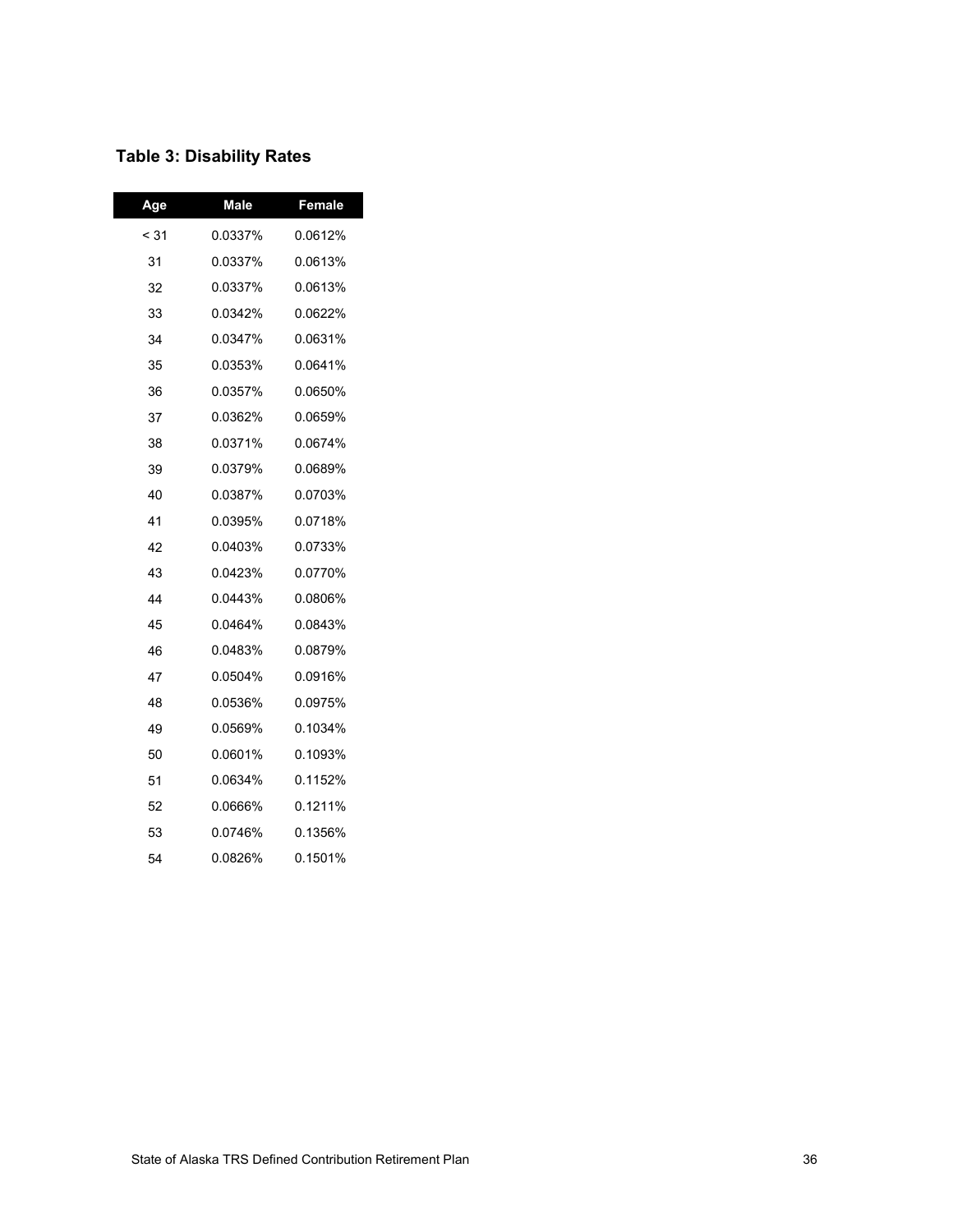### Table 3: Disability Rates

| Age | Male | Female |
|---|---|---|
| < 31 | 0.0337% | 0.0612% |
| 31 | 0.0337% | 0.0613% |
| 32 | 0.0337% | 0.0613% |
| 33 | 0.0342% | 0.0622% |
| 34 | 0.0347% | 0.0631% |
| 35 | 0.0353% | 0.0641% |
| 36 | 0.0357% | 0.0650% |
| 37 | 0.0362% | 0.0659% |
| 38 | 0.0371% | 0.0674% |
| 39 | 0.0379% | 0.0689% |
| 40 | 0.0387% | 0.0703% |
| 41 | 0.0395% | 0.0718% |
| 42 | 0.0403% | 0.0733% |
| 43 | 0.0423% | 0.0770% |
| 44 | 0.0443% | 0.0806% |
| 45 | 0.0464% | 0.0843% |
| 46 | 0.0483% | 0.0879% |
| 47 | 0.0504% | 0.0916% |
| 48 | 0.0536% | 0.0975% |
| 49 | 0.0569% | 0.1034% |
| 50 | 0.0601% | 0.1093% |
| 51 | 0.0634% | 0.1152% |
| 52 | 0.0666% | 0.1211% |
| 53 | 0.0746% | 0.1356% |
| 54 | 0.0826% | 0.1501% |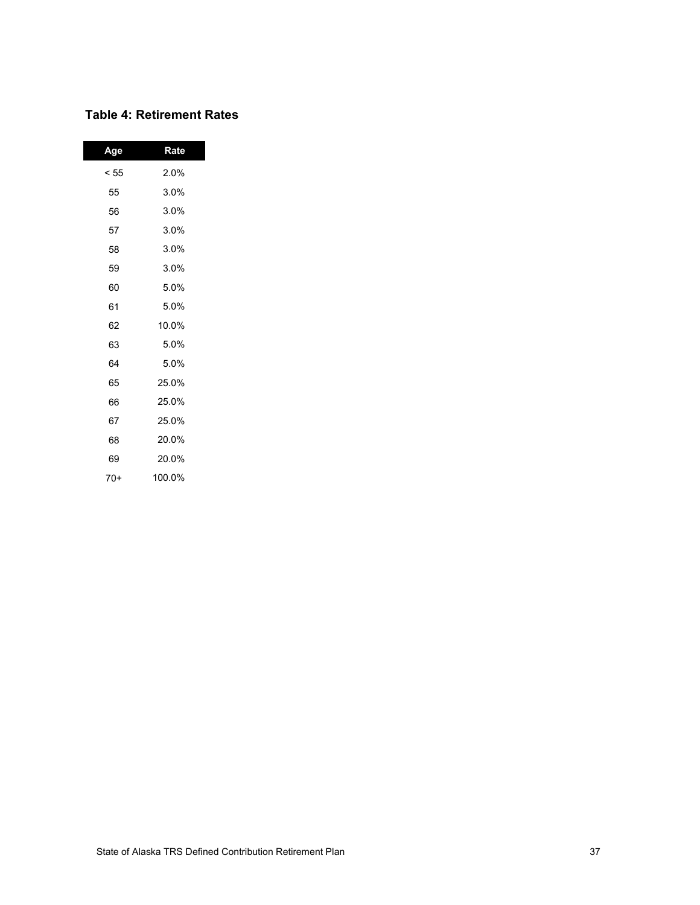### Table 4: Retirement Rates

| Age | Rate |
|---|---|
| < 55 | 2.0% |
| 55 | 3.0% |
| 56 | 3.0% |
| 57 | 3.0% |
| 58 | 3.0% |
| 59 | 3.0% |
| 60 | 5.0% |
| 61 | 5.0% |
| 62 | 10.0% |
| 63 | 5.0% |
| 64 | 5.0% |
| 65 | 25.0% |
| 66 | 25.0% |
| 67 | 25.0% |
| 68 | 20.0% |
| 69 | 20.0% |
| 70+ | 100.0% |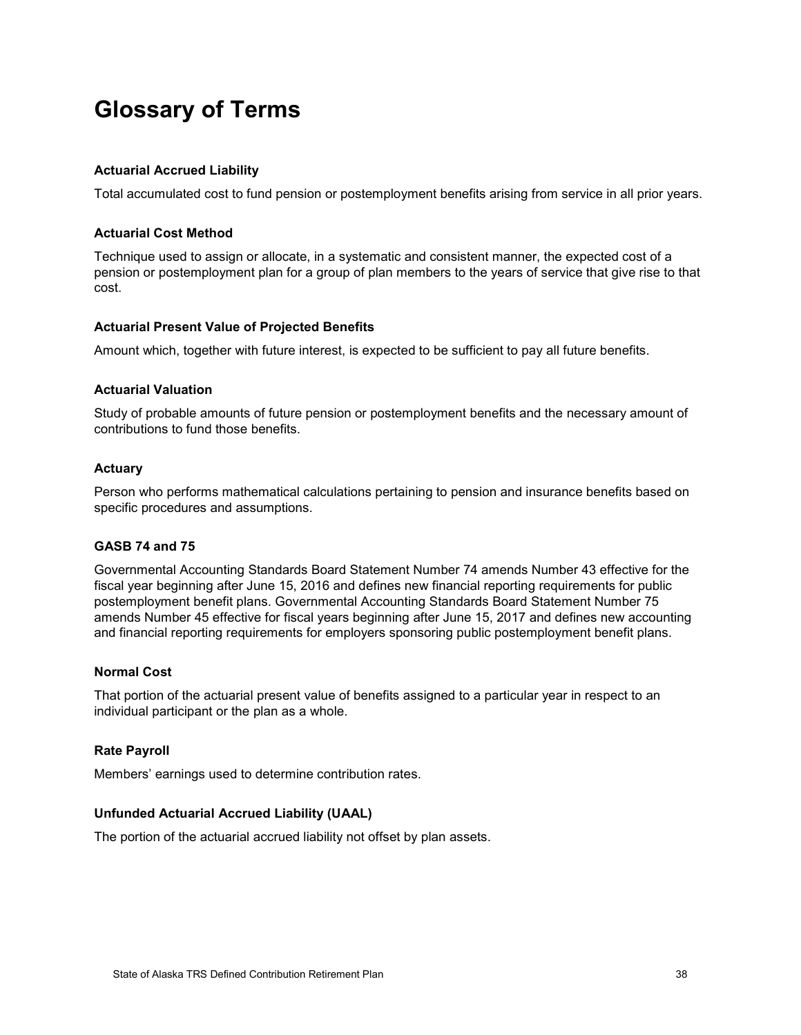# Glossary of Terms

**Actuarial Accrued Liability**

Total accumulated cost to fund pension or postemployment benefits arising from service in all prior years.

**Actuarial Cost Method**

Technique used to assign or allocate, in a systematic and consistent manner, the expected cost of a pension or postemployment plan for a group of plan members to the years of service that give rise to that cost.

**Actuarial Present Value of Projected Benefits**

Amount which, together with future interest, is expected to be sufficient to pay all future benefits.

**Actuarial Valuation**

Study of probable amounts of future pension or postemployment benefits and the necessary amount of contributions to fund those benefits.

**Actuary**

Person who performs mathematical calculations pertaining to pension and insurance benefits based on specific procedures and assumptions.

**GASB 74 and 75**

Governmental Accounting Standards Board Statement Number 74 amends Number 43 effective for the fiscal year beginning after June 15, 2016 and defines new financial reporting requirements for public postemployment benefit plans. Governmental Accounting Standards Board Statement Number 75 amends Number 45 effective for fiscal years beginning after June 15, 2017 and defines new accounting and financial reporting requirements for employers sponsoring public postemployment benefit plans.

**Normal Cost**

That portion of the actuarial present value of benefits assigned to a particular year in respect to an individual participant or the plan as a whole.

**Rate Payroll**

Members' earnings used to determine contribution rates.

**Unfunded Actuarial Accrued Liability (UAAL)**

The portion of the actuarial accrued liability not offset by plan assets.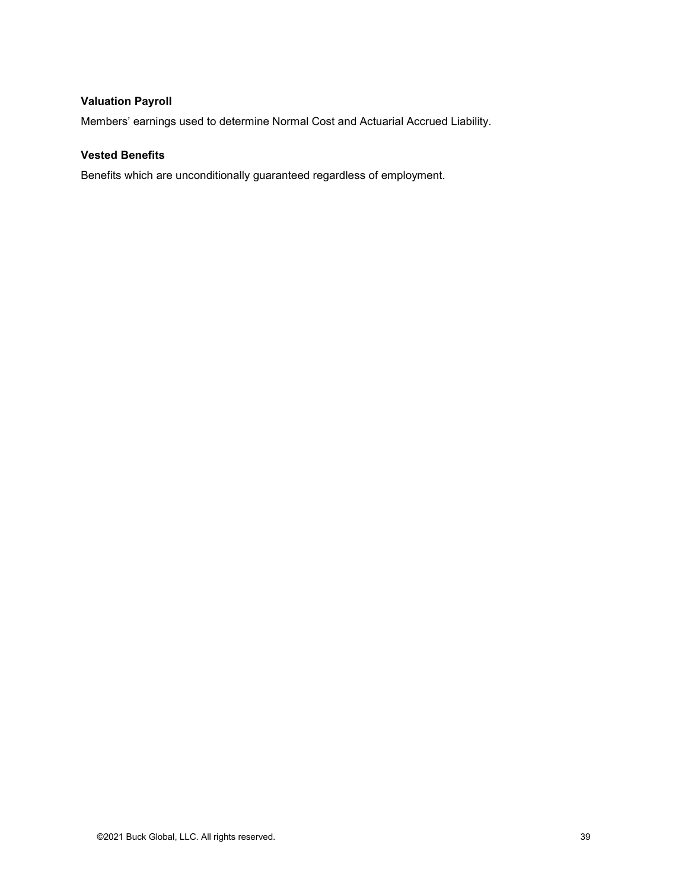**Valuation Payroll**

Members’ earnings used to determine Normal Cost and Actuarial Accrued Liability.

**Vested Benefits**

Benefits which are unconditionally guaranteed regardless of employment.